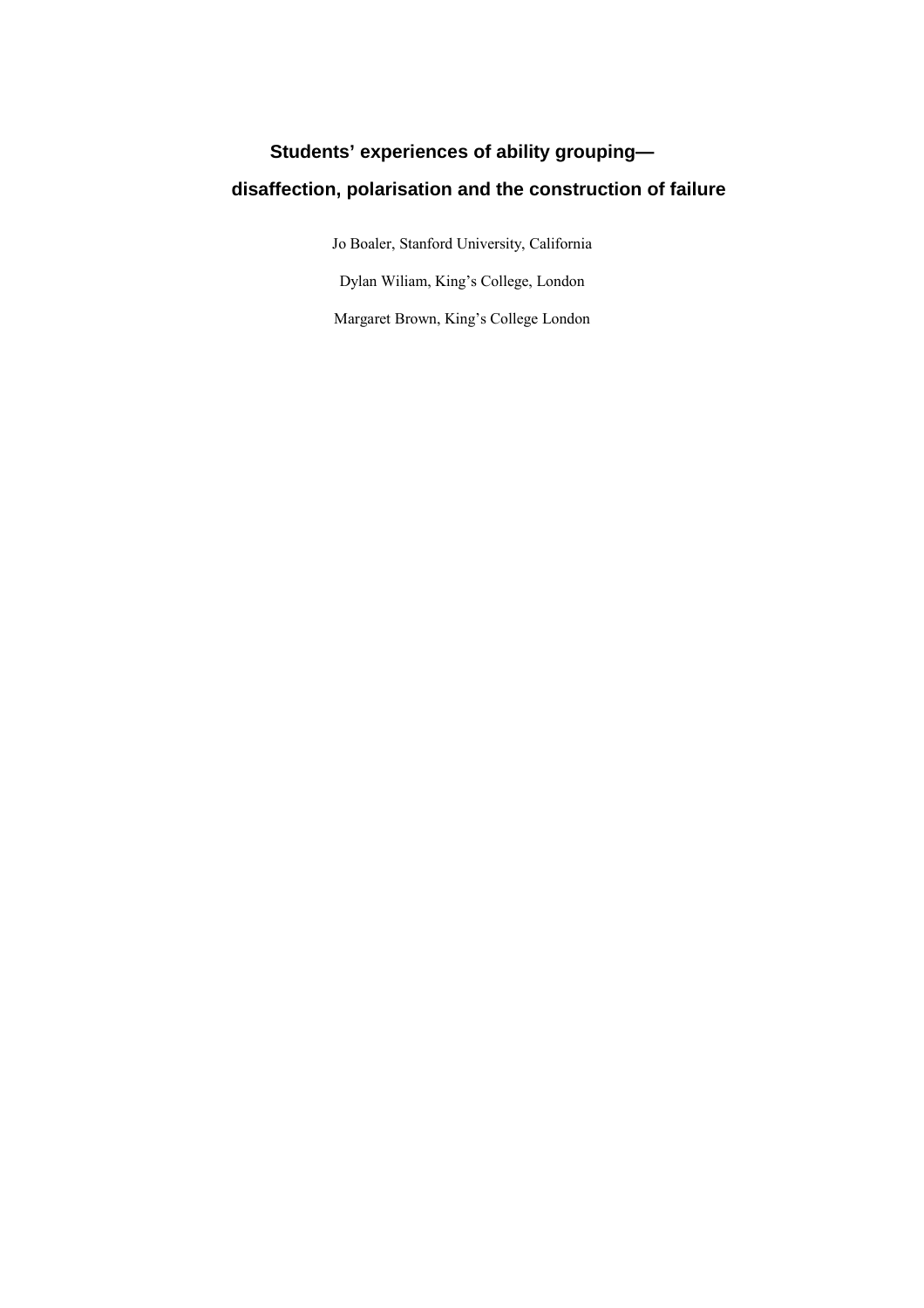# Students' experiences of ability grouping—disaffection, polarisation and the construction of failure

Jo Boaler, Stanford University, California

Dylan Wiliam, King's College, London

Margaret Brown, King's College London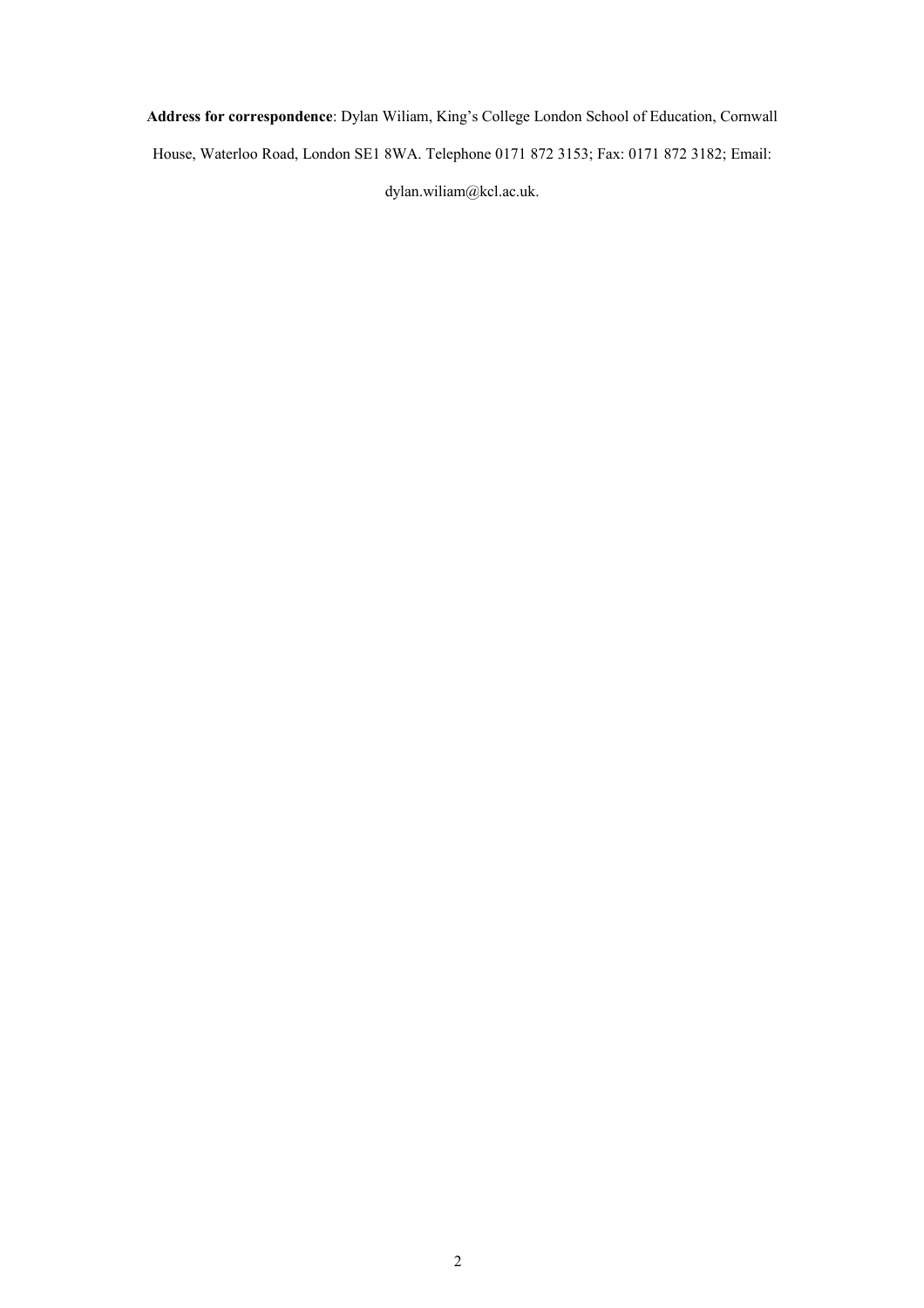**Address for correspondence**: Dylan Wiliam, King's College London School of Education, Cornwall House, Waterloo Road, London SE1 8WA. Telephone 0171 872 3153; Fax: 0171 872 3182; Email: dylan.wiliam@kcl.ac.uk.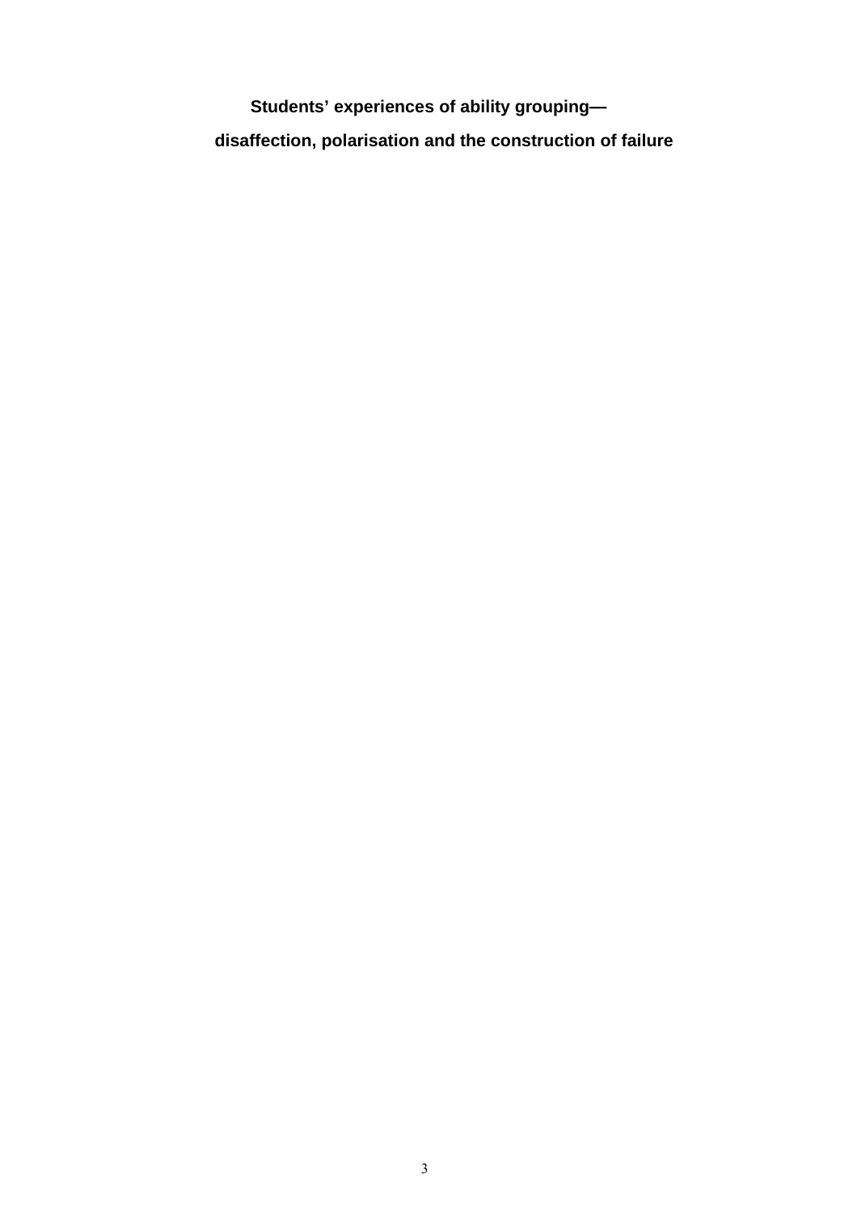# Students' experiences of ability grouping—disaffection, polarisation and the construction of failure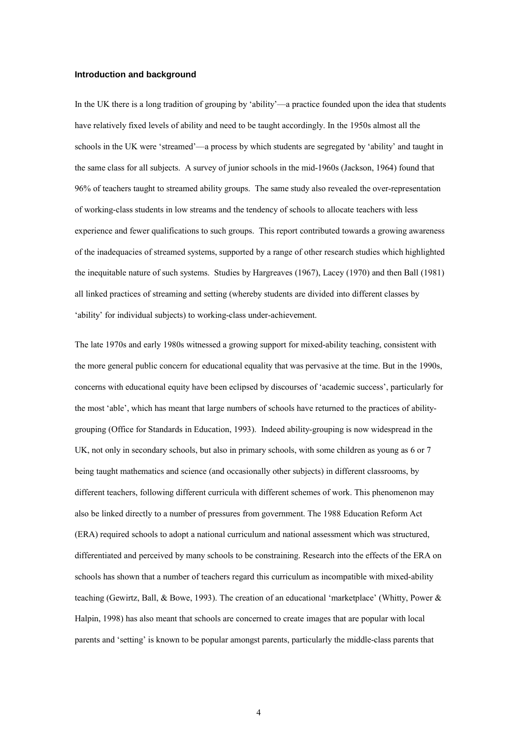### Introduction and background

In the UK there is a long tradition of grouping by 'ability'—a practice founded upon the idea that students have relatively fixed levels of ability and need to be taught accordingly. In the 1950s almost all the schools in the UK were 'streamed'—a process by which students are segregated by 'ability' and taught in the same class for all subjects. A survey of junior schools in the mid-1960s (Jackson, 1964) found that 96% of teachers taught to streamed ability groups. The same study also revealed the over-representation of working-class students in low streams and the tendency of schools to allocate teachers with less experience and fewer qualifications to such groups. This report contributed towards a growing awareness of the inadequacies of streamed systems, supported by a range of other research studies which highlighted the inequitable nature of such systems. Studies by Hargreaves (1967), Lacey (1970) and then Ball (1981) all linked practices of streaming and setting (whereby students are divided into different classes by 'ability' for individual subjects) to working-class under-achievement.

The late 1970s and early 1980s witnessed a growing support for mixed-ability teaching, consistent with the more general public concern for educational equality that was pervasive at the time. But in the 1990s, concerns with educational equity have been eclipsed by discourses of 'academic success', particularly for the most 'able', which has meant that large numbers of schools have returned to the practices of ability-grouping (Office for Standards in Education, 1993). Indeed ability-grouping is now widespread in the UK, not only in secondary schools, but also in primary schools, with some children as young as 6 or 7 being taught mathematics and science (and occasionally other subjects) in different classrooms, by different teachers, following different curricula with different schemes of work. This phenomenon may also be linked directly to a number of pressures from government. The 1988 Education Reform Act (ERA) required schools to adopt a national curriculum and national assessment which was structured, differentiated and perceived by many schools to be constraining. Research into the effects of the ERA on schools has shown that a number of teachers regard this curriculum as incompatible with mixed-ability teaching (Gewirtz, Ball, & Bowe, 1993). The creation of an educational 'marketplace' (Whitty, Power & Halpin, 1998) has also meant that schools are concerned to create images that are popular with local parents and 'setting' is known to be popular amongst parents, particularly the middle-class parents that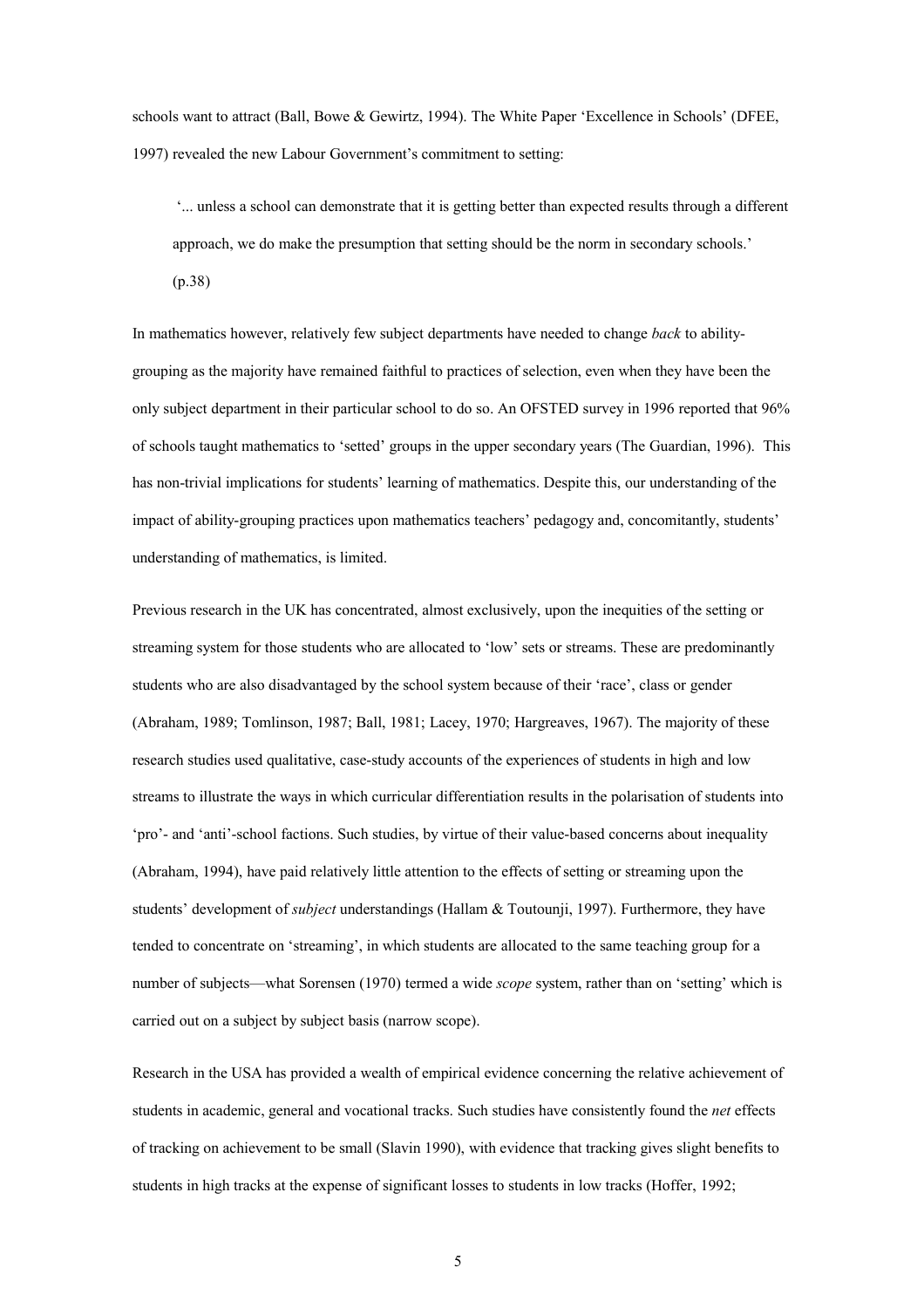schools want to attract (Ball, Bowe & Gewirtz, 1994). The White Paper 'Excellence in Schools' (DFEE, 1997) revealed the new Labour Government's commitment to setting:

> '... unless a school can demonstrate that it is getting better than expected results through a different approach, we do make the presumption that setting should be the norm in secondary schools.' (p.38)

In mathematics however, relatively few subject departments have needed to change *back* to ability-grouping as the majority have remained faithful to practices of selection, even when they have been the only subject department in their particular school to do so. An OFSTED survey in 1996 reported that 96% of schools taught mathematics to 'setted' groups in the upper secondary years (The Guardian, 1996). This has non-trivial implications for students' learning of mathematics. Despite this, our understanding of the impact of ability-grouping practices upon mathematics teachers' pedagogy and, concomitantly, students' understanding of mathematics, is limited.

Previous research in the UK has concentrated, almost exclusively, upon the inequities of the setting or streaming system for those students who are allocated to 'low' sets or streams. These are predominantly students who are also disadvantaged by the school system because of their 'race', class or gender (Abraham, 1989; Tomlinson, 1987; Ball, 1981; Lacey, 1970; Hargreaves, 1967). The majority of these research studies used qualitative, case-study accounts of the experiences of students in high and low streams to illustrate the ways in which curricular differentiation results in the polarisation of students into 'pro'- and 'anti'-school factions. Such studies, by virtue of their value-based concerns about inequality (Abraham, 1994), have paid relatively little attention to the effects of setting or streaming upon the students' development of *subject* understandings (Hallam & Toutounji, 1997). Furthermore, they have tended to concentrate on 'streaming', in which students are allocated to the same teaching group for a number of subjects—what Sorensen (1970) termed a wide *scope* system, rather than on 'setting' which is carried out on a subject by subject basis (narrow scope).

Research in the USA has provided a wealth of empirical evidence concerning the relative achievement of students in academic, general and vocational tracks. Such studies have consistently found the *net* effects of tracking on achievement to be small (Slavin 1990), with evidence that tracking gives slight benefits to students in high tracks at the expense of significant losses to students in low tracks (Hoffer, 1992;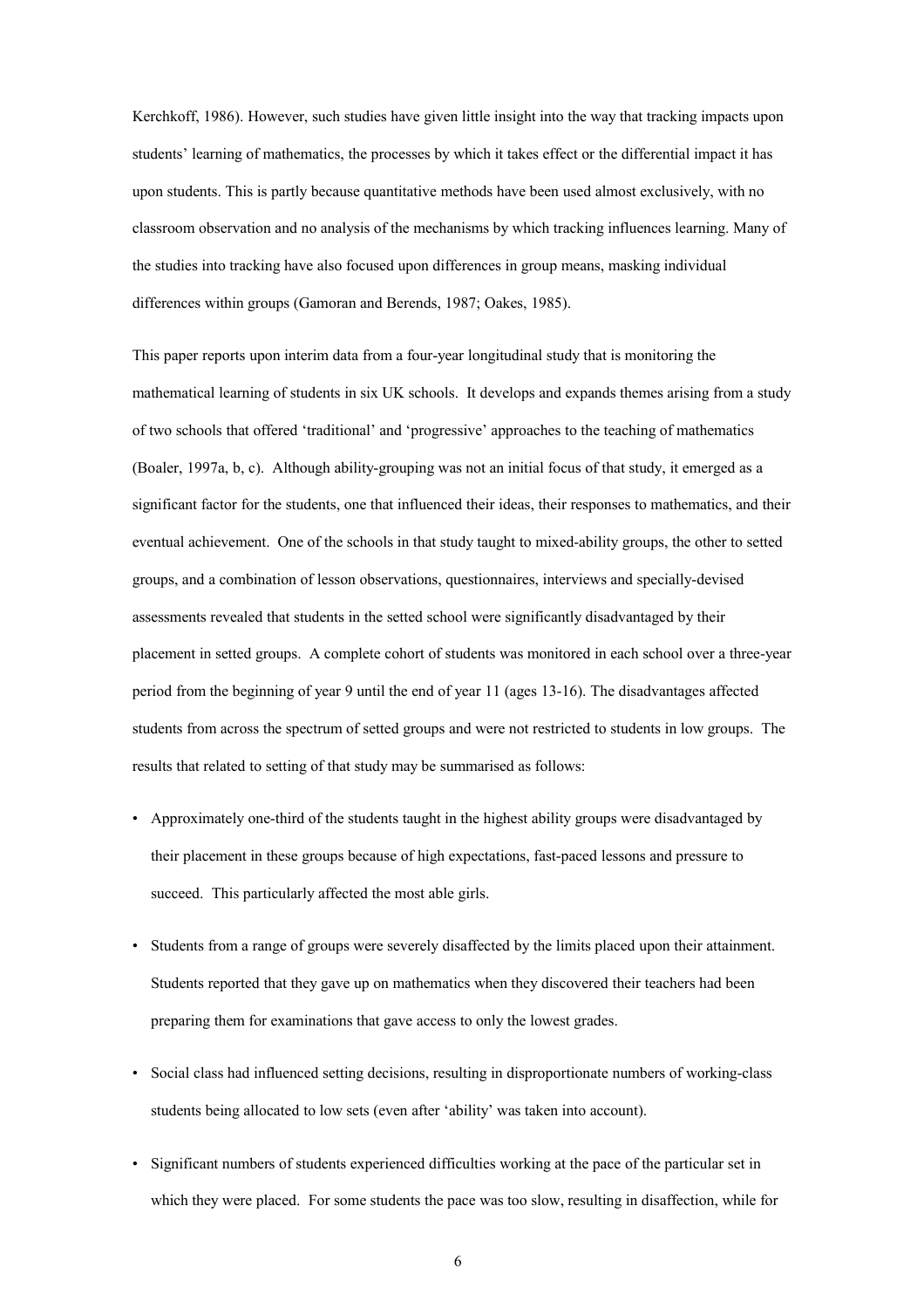Kerchkoff, 1986). However, such studies have given little insight into the way that tracking impacts upon students' learning of mathematics, the processes by which it takes effect or the differential impact it has upon students. This is partly because quantitative methods have been used almost exclusively, with no classroom observation and no analysis of the mechanisms by which tracking influences learning. Many of the studies into tracking have also focused upon differences in group means, masking individual differences within groups (Gamoran and Berends, 1987; Oakes, 1985).

This paper reports upon interim data from a four-year longitudinal study that is monitoring the mathematical learning of students in six UK schools. It develops and expands themes arising from a study of two schools that offered 'traditional' and 'progressive' approaches to the teaching of mathematics (Boaler, 1997a, b, c). Although ability-grouping was not an initial focus of that study, it emerged as a significant factor for the students, one that influenced their ideas, their responses to mathematics, and their eventual achievement. One of the schools in that study taught to mixed-ability groups, the other to setted groups, and a combination of lesson observations, questionnaires, interviews and specially-devised assessments revealed that students in the setted school were significantly disadvantaged by their placement in setted groups. A complete cohort of students was monitored in each school over a three-year period from the beginning of year 9 until the end of year 11 (ages 13-16). The disadvantages affected students from across the spectrum of setted groups and were not restricted to students in low groups. The results that related to setting of that study may be summarised as follows:

- Approximately one-third of the students taught in the highest ability groups were disadvantaged by their placement in these groups because of high expectations, fast-paced lessons and pressure to succeed. This particularly affected the most able girls.
- Students from a range of groups were severely disaffected by the limits placed upon their attainment. Students reported that they gave up on mathematics when they discovered their teachers had been preparing them for examinations that gave access to only the lowest grades.
- Social class had influenced setting decisions, resulting in disproportionate numbers of working-class students being allocated to low sets (even after 'ability' was taken into account).
- Significant numbers of students experienced difficulties working at the pace of the particular set in which they were placed. For some students the pace was too slow, resulting in disaffection, while for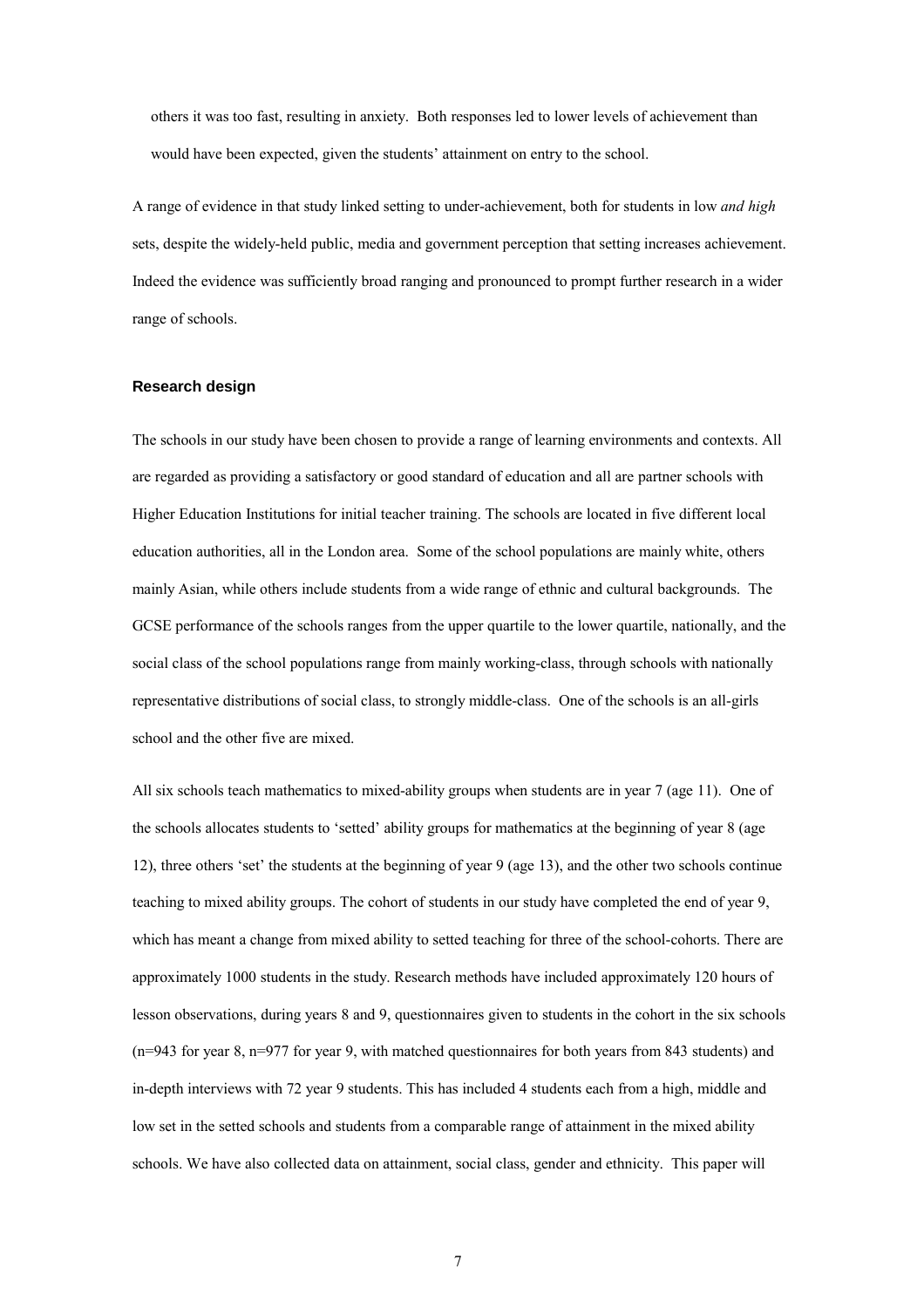others it was too fast, resulting in anxiety. Both responses led to lower levels of achievement than would have been expected, given the students' attainment on entry to the school.

A range of evidence in that study linked setting to under-achievement, both for students in low *and high* sets, despite the widely-held public, media and government perception that setting increases achievement. Indeed the evidence was sufficiently broad ranging and pronounced to prompt further research in a wider range of schools.

### Research design

The schools in our study have been chosen to provide a range of learning environments and contexts. All are regarded as providing a satisfactory or good standard of education and all are partner schools with Higher Education Institutions for initial teacher training. The schools are located in five different local education authorities, all in the London area. Some of the school populations are mainly white, others mainly Asian, while others include students from a wide range of ethnic and cultural backgrounds. The GCSE performance of the schools ranges from the upper quartile to the lower quartile, nationally, and the social class of the school populations range from mainly working-class, through schools with nationally representative distributions of social class, to strongly middle-class. One of the schools is an all-girls school and the other five are mixed.

All six schools teach mathematics to mixed-ability groups when students are in year 7 (age 11). One of the schools allocates students to 'setted' ability groups for mathematics at the beginning of year 8 (age 12), three others 'set' the students at the beginning of year 9 (age 13), and the other two schools continue teaching to mixed ability groups. The cohort of students in our study have completed the end of year 9, which has meant a change from mixed ability to setted teaching for three of the school-cohorts. There are approximately 1000 students in the study. Research methods have included approximately 120 hours of lesson observations, during years 8 and 9, questionnaires given to students in the cohort in the six schools (n=943 for year 8, n=977 for year 9, with matched questionnaires for both years from 843 students) and in-depth interviews with 72 year 9 students. This has included 4 students each from a high, middle and low set in the setted schools and students from a comparable range of attainment in the mixed ability schools. We have also collected data on attainment, social class, gender and ethnicity. This paper will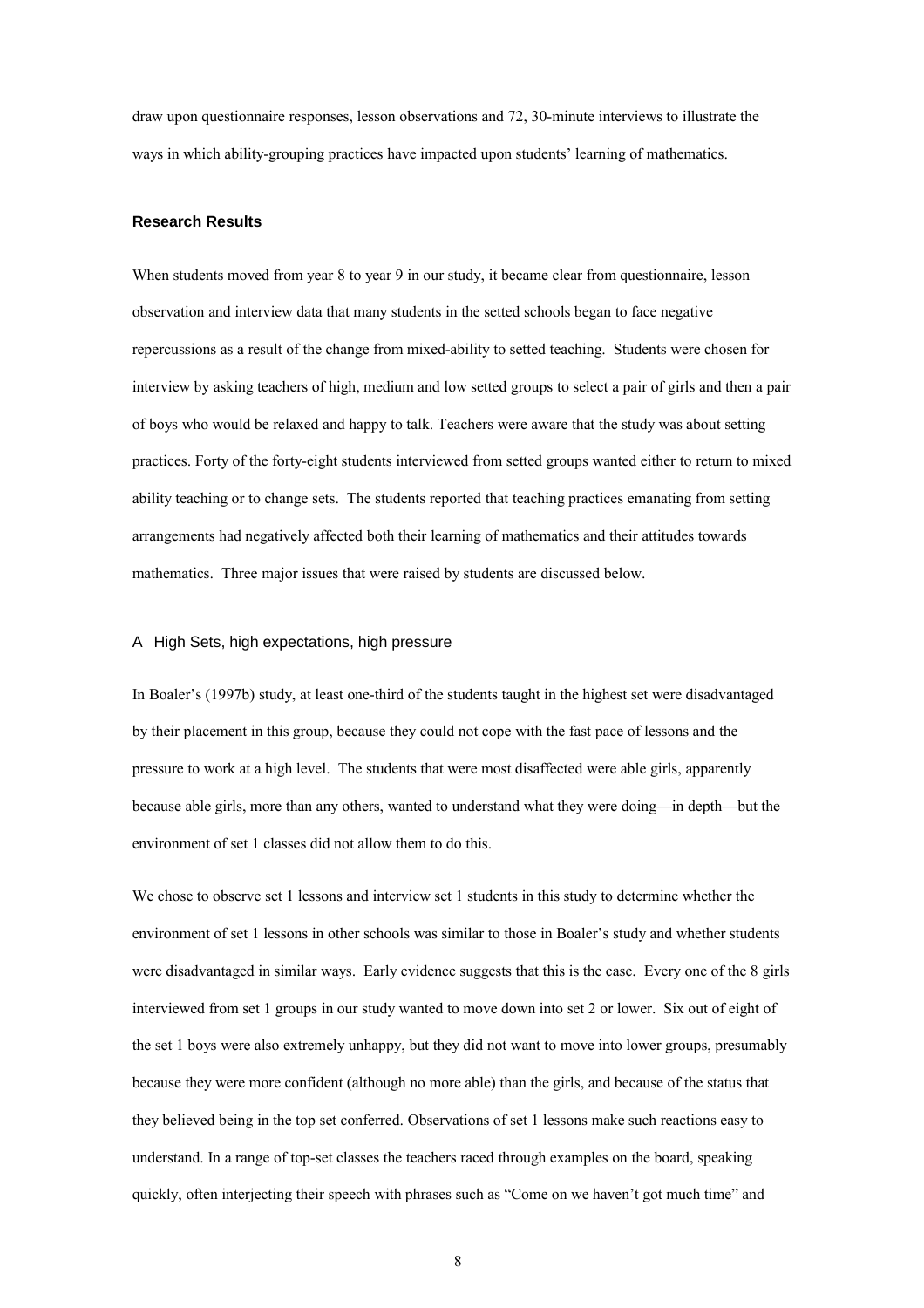draw upon questionnaire responses, lesson observations and 72, 30-minute interviews to illustrate the ways in which ability-grouping practices have impacted upon students' learning of mathematics.

## Research Results

When students moved from year 8 to year 9 in our study, it became clear from questionnaire, lesson observation and interview data that many students in the setted schools began to face negative repercussions as a result of the change from mixed-ability to setted teaching. Students were chosen for interview by asking teachers of high, medium and low setted groups to select a pair of girls and then a pair of boys who would be relaxed and happy to talk. Teachers were aware that the study was about setting practices. Forty of the forty-eight students interviewed from setted groups wanted either to return to mixed ability teaching or to change sets. The students reported that teaching practices emanating from setting arrangements had negatively affected both their learning of mathematics and their attitudes towards mathematics. Three major issues that were raised by students are discussed below.

### A High Sets, high expectations, high pressure

In Boaler's (1997b) study, at least one-third of the students taught in the highest set were disadvantaged by their placement in this group, because they could not cope with the fast pace of lessons and the pressure to work at a high level. The students that were most disaffected were able girls, apparently because able girls, more than any others, wanted to understand what they were doing—in depth—but the environment of set 1 classes did not allow them to do this.

We chose to observe set 1 lessons and interview set 1 students in this study to determine whether the environment of set 1 lessons in other schools was similar to those in Boaler's study and whether students were disadvantaged in similar ways. Early evidence suggests that this is the case. Every one of the 8 girls interviewed from set 1 groups in our study wanted to move down into set 2 or lower. Six out of eight of the set 1 boys were also extremely unhappy, but they did not want to move into lower groups, presumably because they were more confident (although no more able) than the girls, and because of the status that they believed being in the top set conferred. Observations of set 1 lessons make such reactions easy to understand. In a range of top-set classes the teachers raced through examples on the board, speaking quickly, often interjecting their speech with phrases such as "Come on we haven't got much time" and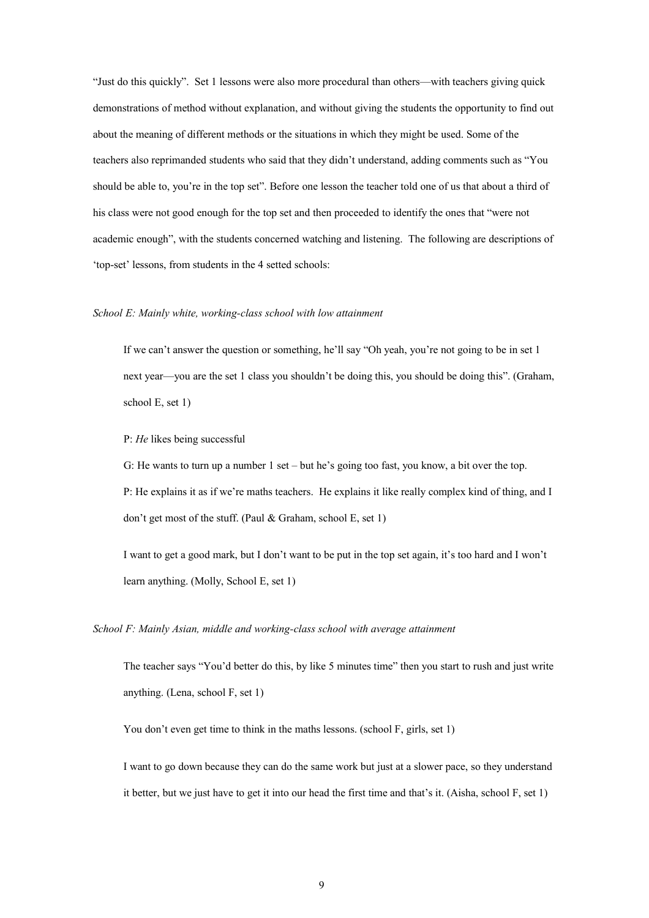"Just do this quickly". Set 1 lessons were also more procedural than others—with teachers giving quick demonstrations of method without explanation, and without giving the students the opportunity to find out about the meaning of different methods or the situations in which they might be used. Some of the teachers also reprimanded students who said that they didn't understand, adding comments such as "You should be able to, you're in the top set". Before one lesson the teacher told one of us that about a third of his class were not good enough for the top set and then proceeded to identify the ones that "were not academic enough", with the students concerned watching and listening. The following are descriptions of 'top-set' lessons, from students in the 4 setted schools:

*School E: Mainly white, working-class school with low attainment*

> If we can't answer the question or something, he'll say "Oh yeah, you're not going to be in set 1 next year—you are the set 1 class you shouldn't be doing this, you should be doing this". (Graham, school E, set 1)

> P: *He* likes being successful
>
> G: He wants to turn up a number 1 set – but he's going too fast, you know, a bit over the top.
>
> P: He explains it as if we're maths teachers. He explains it like really complex kind of thing, and I don't get most of the stuff. (Paul & Graham, school E, set 1)

> I want to get a good mark, but I don't want to be put in the top set again, it's too hard and I won't learn anything. (Molly, School E, set 1)

*School F: Mainly Asian, middle and working-class school with average attainment*

> The teacher says "You'd better do this, by like 5 minutes time" then you start to rush and just write anything. (Lena, school F, set 1)

> You don't even get time to think in the maths lessons. (school F, girls, set 1)

> I want to go down because they can do the same work but just at a slower pace, so they understand it better, but we just have to get it into our head the first time and that's it. (Aisha, school F, set 1)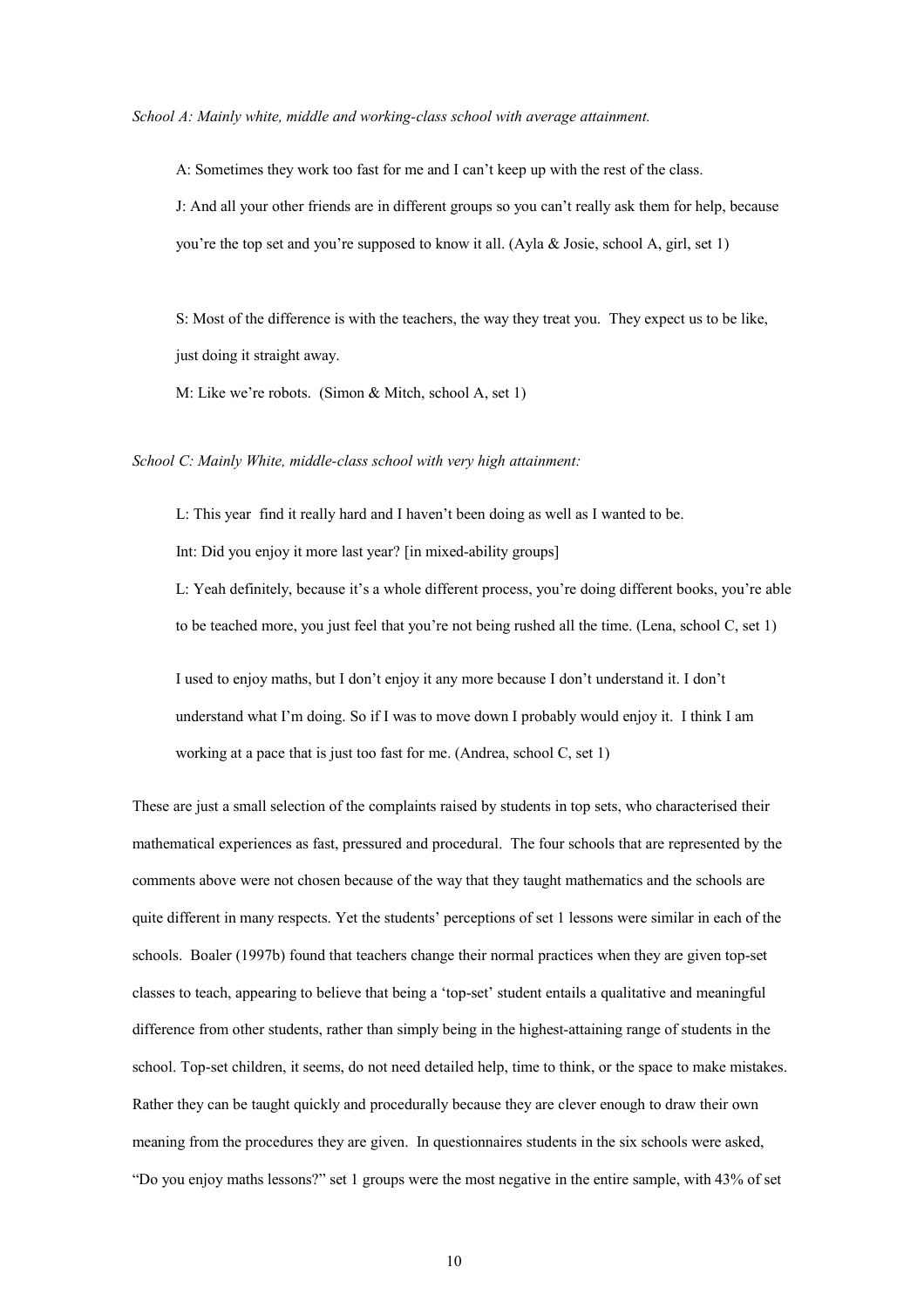*School A: Mainly white, middle and working-class school with average attainment.*

> A: Sometimes they work too fast for me and I can't keep up with the rest of the class.
>
> J: And all your other friends are in different groups so you can't really ask them for help, because you're the top set and you're supposed to know it all. (Ayla & Josie, school A, girl, set 1)

> S: Most of the difference is with the teachers, the way they treat you. They expect us to be like, just doing it straight away.
>
> M: Like we're robots. (Simon & Mitch, school A, set 1)

*School C: Mainly White, middle-class school with very high attainment:*

> L: This year find it really hard and I haven't been doing as well as I wanted to be.
>
> Int: Did you enjoy it more last year? [in mixed-ability groups]
>
> L: Yeah definitely, because it's a whole different process, you're doing different books, you're able to be teached more, you just feel that you're not being rushed all the time. (Lena, school C, set 1)

> I used to enjoy maths, but I don't enjoy it any more because I don't understand it. I don't understand what I'm doing. So if I was to move down I probably would enjoy it. I think I am working at a pace that is just too fast for me. (Andrea, school C, set 1)

These are just a small selection of the complaints raised by students in top sets, who characterised their mathematical experiences as fast, pressured and procedural. The four schools that are represented by the comments above were not chosen because of the way that they taught mathematics and the schools are quite different in many respects. Yet the students' perceptions of set 1 lessons were similar in each of the schools. Boaler (1997b) found that teachers change their normal practices when they are given top-set classes to teach, appearing to believe that being a 'top-set' student entails a qualitative and meaningful difference from other students, rather than simply being in the highest-attaining range of students in the school. Top-set children, it seems, do not need detailed help, time to think, or the space to make mistakes. Rather they can be taught quickly and procedurally because they are clever enough to draw their own meaning from the procedures they are given. In questionnaires students in the six schools were asked, "Do you enjoy maths lessons?" set 1 groups were the most negative in the entire sample, with 43% of set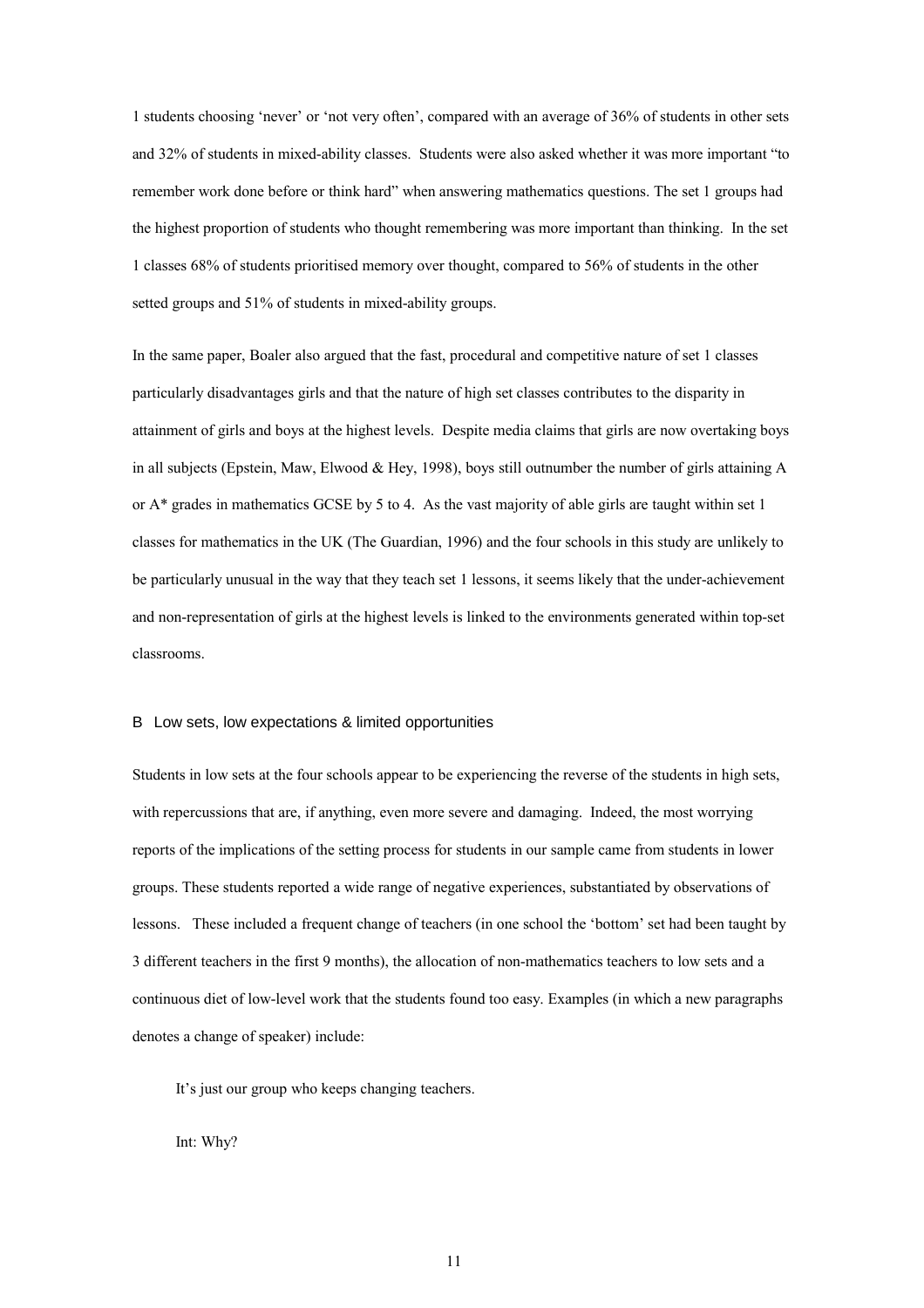1 students choosing 'never' or 'not very often', compared with an average of 36% of students in other sets and 32% of students in mixed-ability classes. Students were also asked whether it was more important "to remember work done before or think hard" when answering mathematics questions. The set 1 groups had the highest proportion of students who thought remembering was more important than thinking. In the set 1 classes 68% of students prioritised memory over thought, compared to 56% of students in the other setted groups and 51% of students in mixed-ability groups.

In the same paper, Boaler also argued that the fast, procedural and competitive nature of set 1 classes particularly disadvantages girls and that the nature of high set classes contributes to the disparity in attainment of girls and boys at the highest levels. Despite media claims that girls are now overtaking boys in all subjects (Epstein, Maw, Elwood & Hey, 1998), boys still outnumber the number of girls attaining A or A* grades in mathematics GCSE by 5 to 4. As the vast majority of able girls are taught within set 1 classes for mathematics in the UK (The Guardian, 1996) and the four schools in this study are unlikely to be particularly unusual in the way that they teach set 1 lessons, it seems likely that the under-achievement and non-representation of girls at the highest levels is linked to the environments generated within top-set classrooms.

### B Low sets, low expectations & limited opportunities

Students in low sets at the four schools appear to be experiencing the reverse of the students in high sets, with repercussions that are, if anything, even more severe and damaging. Indeed, the most worrying reports of the implications of the setting process for students in our sample came from students in lower groups. These students reported a wide range of negative experiences, substantiated by observations of lessons. These included a frequent change of teachers (in one school the 'bottom' set had been taught by 3 different teachers in the first 9 months), the allocation of non-mathematics teachers to low sets and a continuous diet of low-level work that the students found too easy. Examples (in which a new paragraphs denotes a change of speaker) include:

> It's just our group who keeps changing teachers.
>
> Int: Why?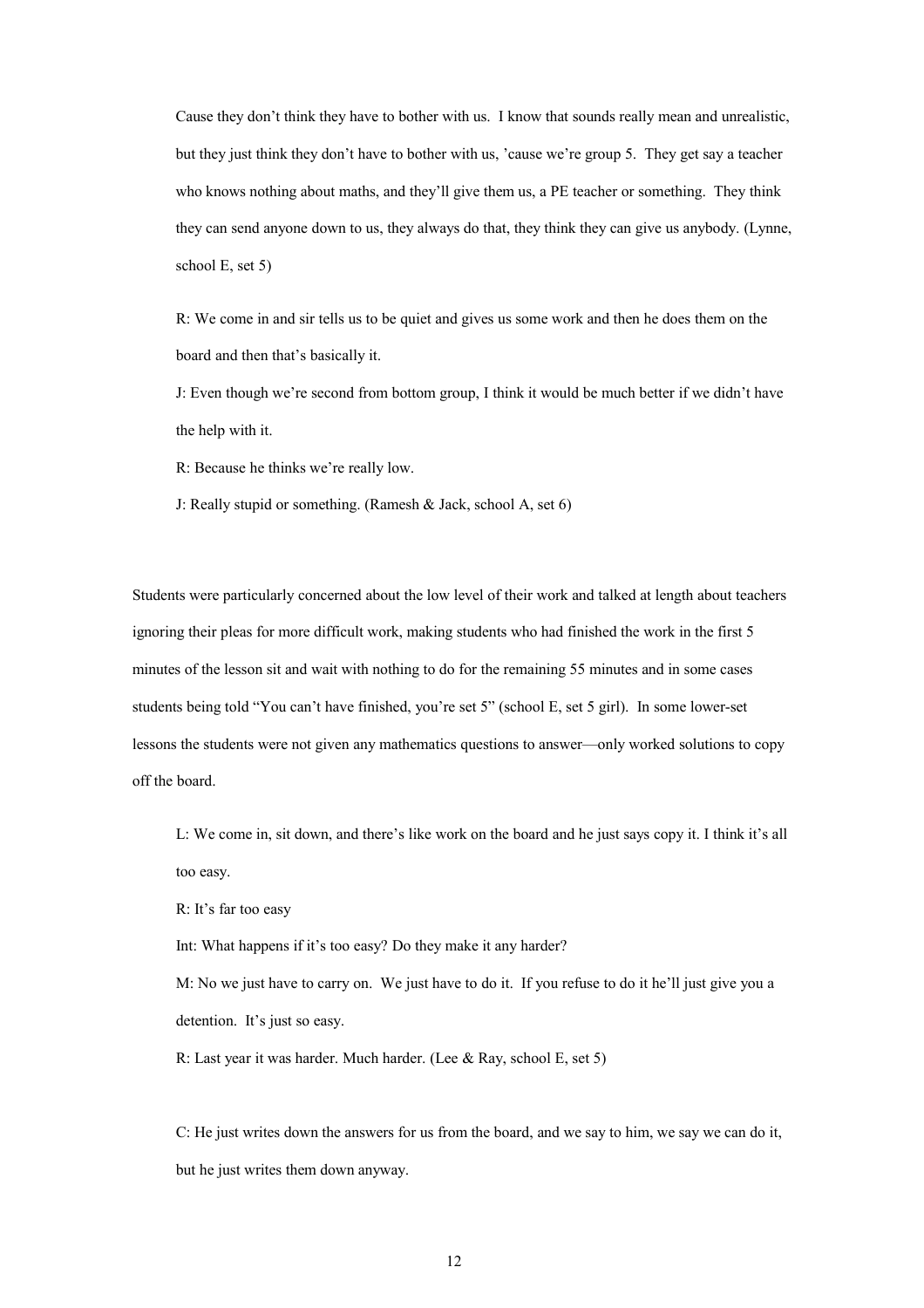> Cause they don't think they have to bother with us. I know that sounds really mean and unrealistic, but they just think they don't have to bother with us, 'cause we're group 5. They get say a teacher who knows nothing about maths, and they'll give them us, a PE teacher or something. They think they can send anyone down to us, they always do that, they think they can give us anybody. (Lynne, school E, set 5)

> R: We come in and sir tells us to be quiet and gives us some work and then he does them on the board and then that's basically it.
>
> J: Even though we're second from bottom group, I think it would be much better if we didn't have the help with it.
>
> R: Because he thinks we're really low.
>
> J: Really stupid or something. (Ramesh & Jack, school A, set 6)

Students were particularly concerned about the low level of their work and talked at length about teachers ignoring their pleas for more difficult work, making students who had finished the work in the first 5 minutes of the lesson sit and wait with nothing to do for the remaining 55 minutes and in some cases students being told "You can't have finished, you're set 5" (school E, set 5 girl). In some lower-set lessons the students were not given any mathematics questions to answer—only worked solutions to copy off the board.

> L: We come in, sit down, and there's like work on the board and he just says copy it. I think it's all too easy.
>
> R: It's far too easy
>
> Int: What happens if it's too easy? Do they make it any harder?
>
> M: No we just have to carry on. We just have to do it. If you refuse to do it he'll just give you a detention. It's just so easy.
>
> R: Last year it was harder. Much harder. (Lee & Ray, school E, set 5)

> C: He just writes down the answers for us from the board, and we say to him, we say we can do it, but he just writes them down anyway.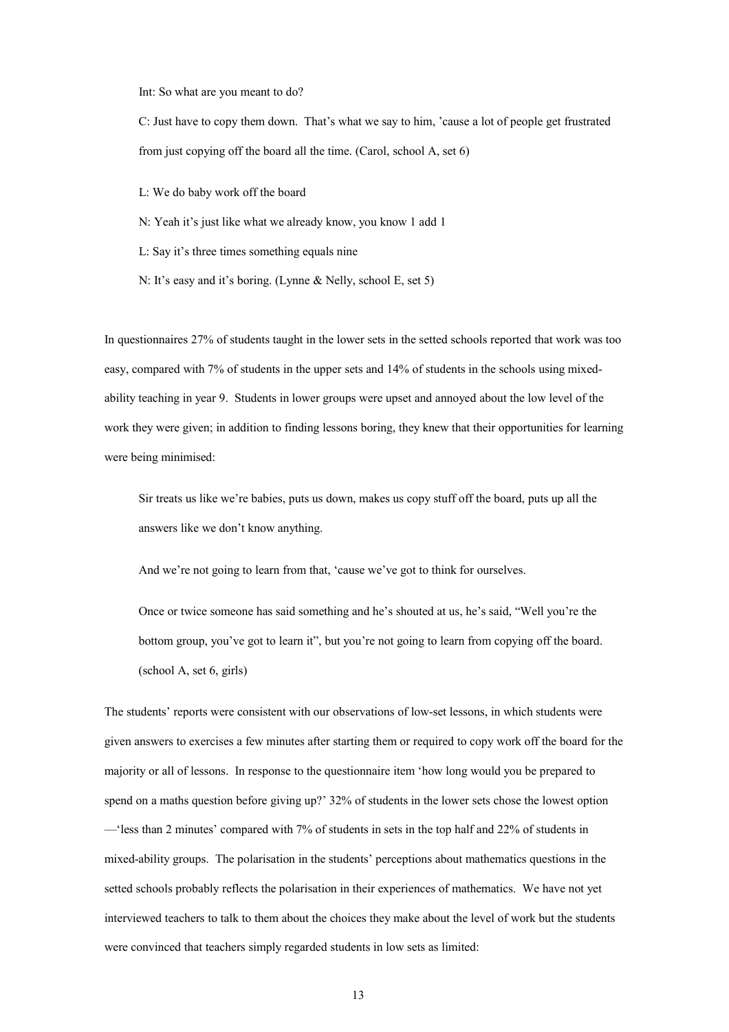> Int: So what are you meant to do?
>
> C: Just have to copy them down. That's what we say to him, 'cause a lot of people get frustrated from just copying off the board all the time. (Carol, school A, set 6)

> L: We do baby work off the board
>
> N: Yeah it's just like what we already know, you know 1 add 1
>
> L: Say it's three times something equals nine
>
> N: It's easy and it's boring. (Lynne & Nelly, school E, set 5)

In questionnaires 27% of students taught in the lower sets in the setted schools reported that work was too easy, compared with 7% of students in the upper sets and 14% of students in the schools using mixed-ability teaching in year 9. Students in lower groups were upset and annoyed about the low level of the work they were given; in addition to finding lessons boring, they knew that their opportunities for learning were being minimised:

> Sir treats us like we're babies, puts us down, makes us copy stuff off the board, puts up all the answers like we don't know anything.
>
> And we're not going to learn from that, 'cause we've got to think for ourselves.
>
> Once or twice someone has said something and he's shouted at us, he's said, "Well you're the bottom group, you've got to learn it", but you're not going to learn from copying off the board. (school A, set 6, girls)

The students' reports were consistent with our observations of low-set lessons, in which students were given answers to exercises a few minutes after starting them or required to copy work off the board for the majority or all of lessons. In response to the questionnaire item 'how long would you be prepared to spend on a maths question before giving up?' 32% of students in the lower sets chose the lowest option —'less than 2 minutes' compared with 7% of students in sets in the top half and 22% of students in mixed-ability groups. The polarisation in the students' perceptions about mathematics questions in the setted schools probably reflects the polarisation in their experiences of mathematics. We have not yet interviewed teachers to talk to them about the choices they make about the level of work but the students were convinced that teachers simply regarded students in low sets as limited: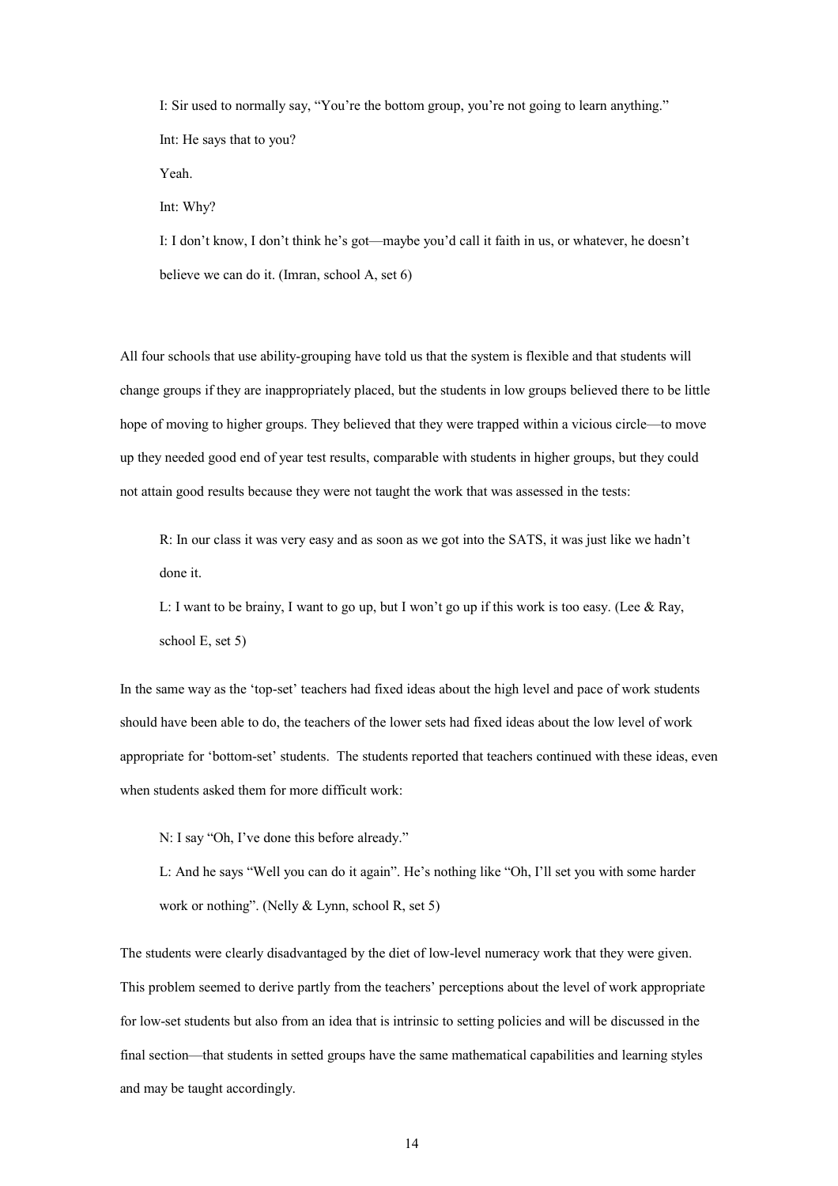> I: Sir used to normally say, “You’re the bottom group, you’re not going to learn anything.”
>
> Int: He says that to you?
>
> Yeah.
>
> Int: Why?
>
> I: I don’t know, I don’t think he’s got—maybe you’d call it faith in us, or whatever, he doesn’t believe we can do it. (Imran, school A, set 6)

All four schools that use ability-grouping have told us that the system is flexible and that students will change groups if they are inappropriately placed, but the students in low groups believed there to be little hope of moving to higher groups. They believed that they were trapped within a vicious circle—to move up they needed good end of year test results, comparable with students in higher groups, but they could not attain good results because they were not taught the work that was assessed in the tests:

> R: In our class it was very easy and as soon as we got into the SATS, it was just like we hadn’t done it.
>
> L: I want to be brainy, I want to go up, but I won’t go up if this work is too easy. (Lee & Ray, school E, set 5)

In the same way as the ‘top-set’ teachers had fixed ideas about the high level and pace of work students should have been able to do, the teachers of the lower sets had fixed ideas about the low level of work appropriate for ‘bottom-set’ students. The students reported that teachers continued with these ideas, even when students asked them for more difficult work:

> N: I say “Oh, I’ve done this before already.”
>
> L: And he says “Well you can do it again”. He’s nothing like “Oh, I’ll set you with some harder work or nothing”. (Nelly & Lynn, school R, set 5)

The students were clearly disadvantaged by the diet of low-level numeracy work that they were given. This problem seemed to derive partly from the teachers’ perceptions about the level of work appropriate for low-set students but also from an idea that is intrinsic to setting policies and will be discussed in the final section—that students in setted groups have the same mathematical capabilities and learning styles and may be taught accordingly.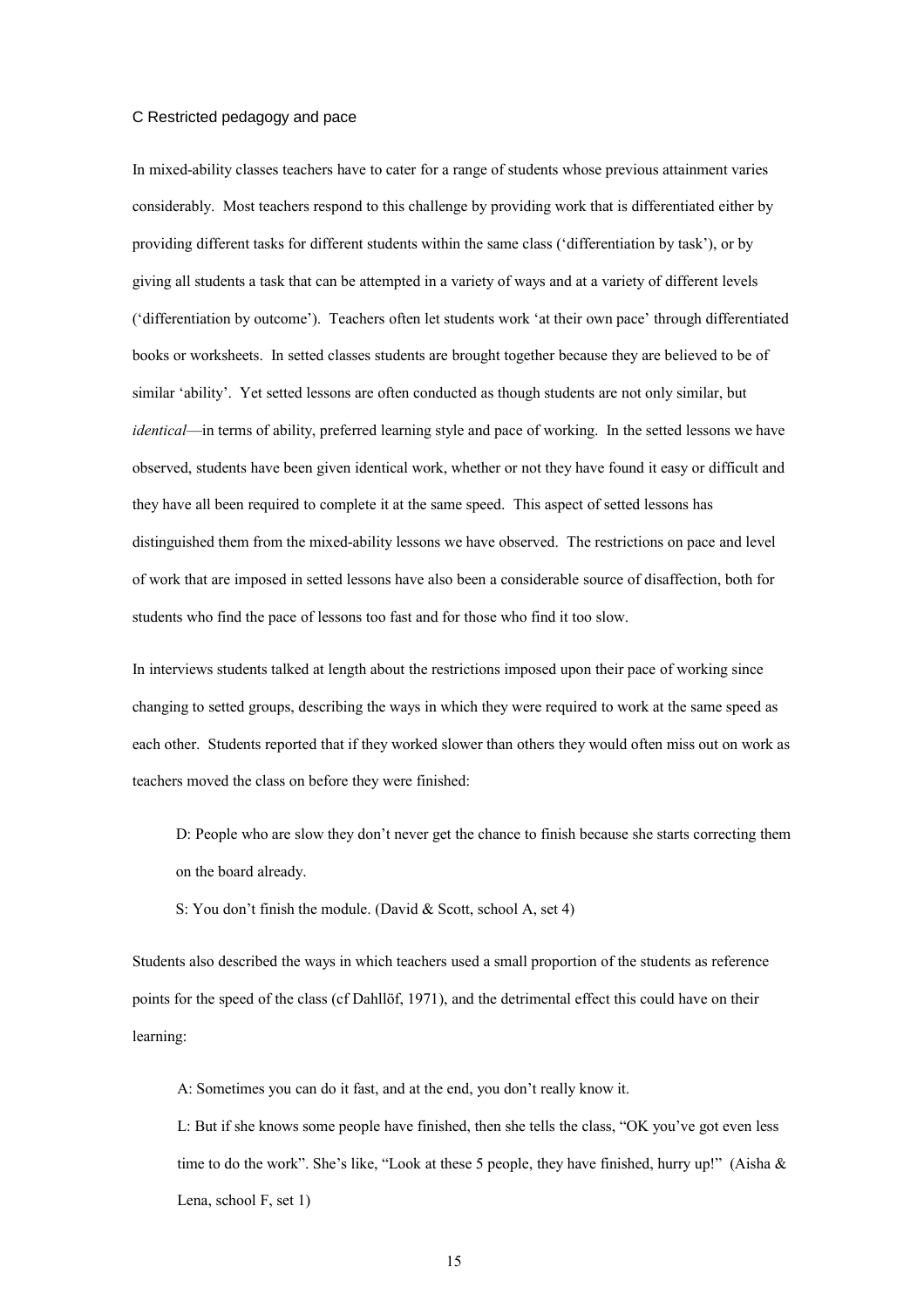### C Restricted pedagogy and pace

In mixed-ability classes teachers have to cater for a range of students whose previous attainment varies considerably. Most teachers respond to this challenge by providing work that is differentiated either by providing different tasks for different students within the same class ('differentiation by task'), or by giving all students a task that can be attempted in a variety of ways and at a variety of different levels ('differentiation by outcome'). Teachers often let students work 'at their own pace' through differentiated books or worksheets. In setted classes students are brought together because they are believed to be of similar 'ability'. Yet setted lessons are often conducted as though students are not only similar, but *identical*—in terms of ability, preferred learning style and pace of working. In the setted lessons we have observed, students have been given identical work, whether or not they have found it easy or difficult and they have all been required to complete it at the same speed. This aspect of setted lessons has distinguished them from the mixed-ability lessons we have observed. The restrictions on pace and level of work that are imposed in setted lessons have also been a considerable source of disaffection, both for students who find the pace of lessons too fast and for those who find it too slow.

In interviews students talked at length about the restrictions imposed upon their pace of working since changing to setted groups, describing the ways in which they were required to work at the same speed as each other. Students reported that if they worked slower than others they would often miss out on work as teachers moved the class on before they were finished:

> D: People who are slow they don't never get the chance to finish because she starts correcting them on the board already.
>
> S: You don't finish the module. (David & Scott, school A, set 4)

Students also described the ways in which teachers used a small proportion of the students as reference points for the speed of the class (cf Dahllöf, 1971), and the detrimental effect this could have on their learning:

> A: Sometimes you can do it fast, and at the end, you don't really know it.
>
> L: But if she knows some people have finished, then she tells the class, "OK you've got even less time to do the work". She's like, "Look at these 5 people, they have finished, hurry up!" (Aisha & Lena, school F, set 1)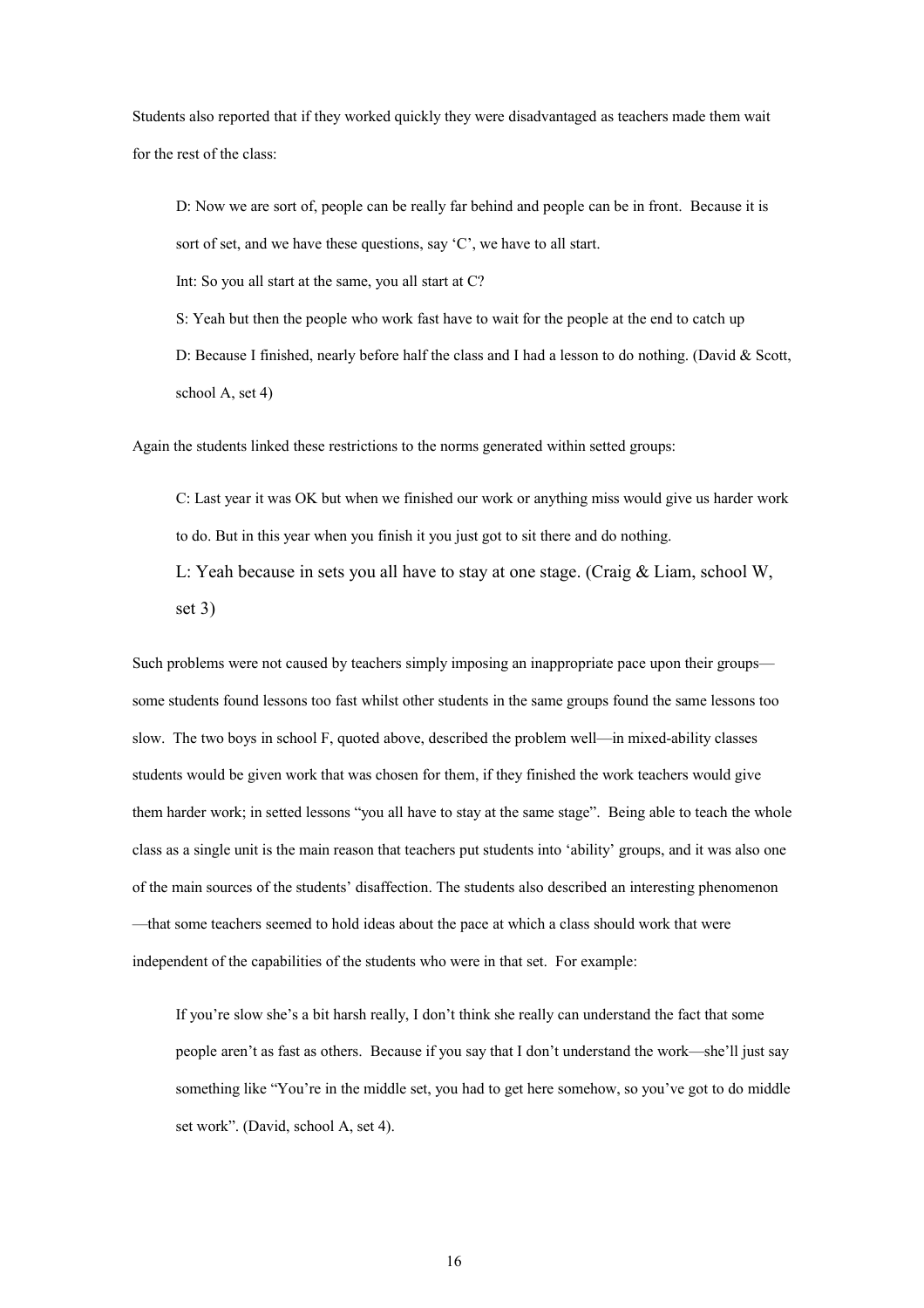Students also reported that if they worked quickly they were disadvantaged as teachers made them wait for the rest of the class:

> D: Now we are sort of, people can be really far behind and people can be in front. Because it is sort of set, and we have these questions, say 'C', we have to all start.
>
> Int: So you all start at the same, you all start at C?
>
> S: Yeah but then the people who work fast have to wait for the people at the end to catch up
>
> D: Because I finished, nearly before half the class and I had a lesson to do nothing. (David & Scott, school A, set 4)

Again the students linked these restrictions to the norms generated within setted groups:

> C: Last year it was OK but when we finished our work or anything miss would give us harder work to do. But in this year when you finish it you just got to sit there and do nothing.
>
> L: Yeah because in sets you all have to stay at one stage. (Craig & Liam, school W, set 3)

Such problems were not caused by teachers simply imposing an inappropriate pace upon their groups—some students found lessons too fast whilst other students in the same groups found the same lessons too slow. The two boys in school F, quoted above, described the problem well—in mixed-ability classes students would be given work that was chosen for them, if they finished the work teachers would give them harder work; in setted lessons "you all have to stay at the same stage". Being able to teach the whole class as a single unit is the main reason that teachers put students into 'ability' groups, and it was also one of the main sources of the students' disaffection. The students also described an interesting phenomenon—that some teachers seemed to hold ideas about the pace at which a class should work that were independent of the capabilities of the students who were in that set. For example:

> If you're slow she's a bit harsh really, I don't think she really can understand the fact that some people aren't as fast as others. Because if you say that I don't understand the work—she'll just say something like "You're in the middle set, you had to get here somehow, so you've got to do middle set work". (David, school A, set 4).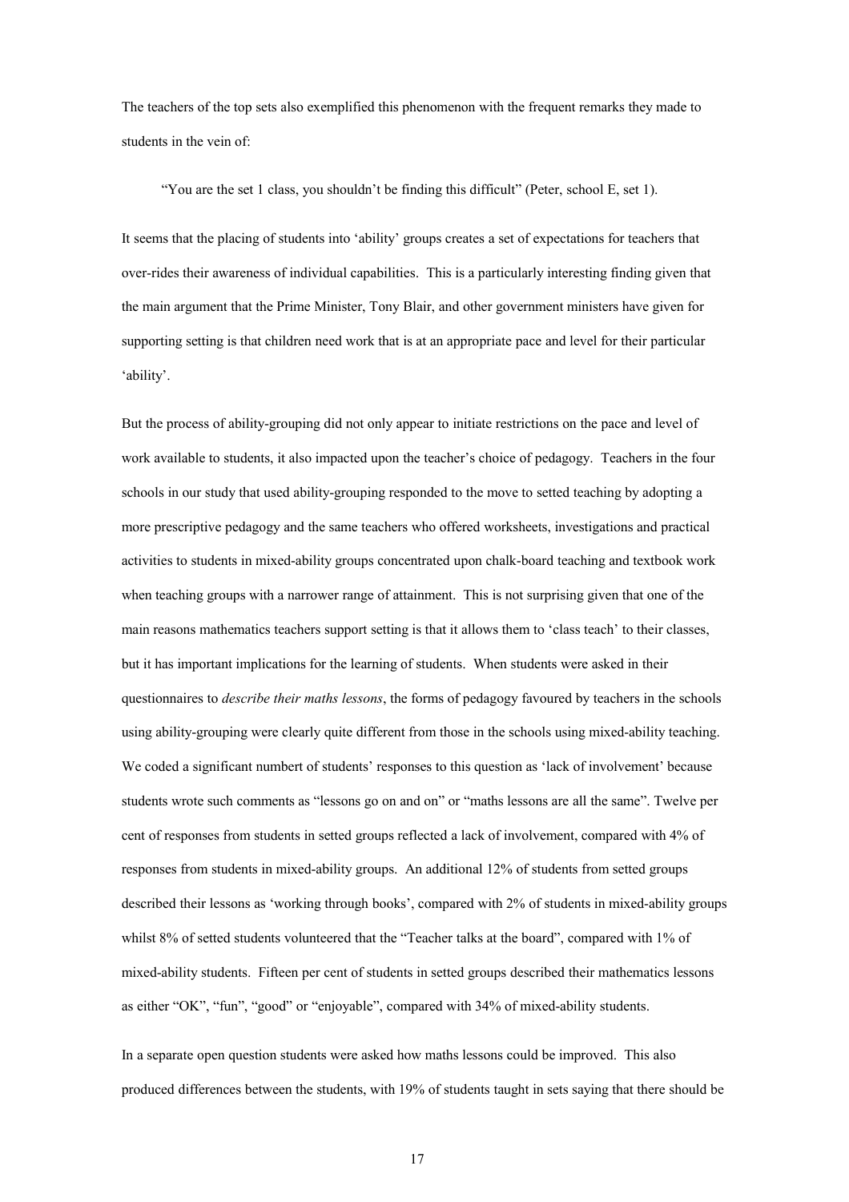The teachers of the top sets also exemplified this phenomenon with the frequent remarks they made to students in the vein of:

> "You are the set 1 class, you shouldn't be finding this difficult" (Peter, school E, set 1).

It seems that the placing of students into 'ability' groups creates a set of expectations for teachers that over-rides their awareness of individual capabilities. This is a particularly interesting finding given that the main argument that the Prime Minister, Tony Blair, and other government ministers have given for supporting setting is that children need work that is at an appropriate pace and level for their particular 'ability'.

But the process of ability-grouping did not only appear to initiate restrictions on the pace and level of work available to students, it also impacted upon the teacher's choice of pedagogy. Teachers in the four schools in our study that used ability-grouping responded to the move to setted teaching by adopting a more prescriptive pedagogy and the same teachers who offered worksheets, investigations and practical activities to students in mixed-ability groups concentrated upon chalk-board teaching and textbook work when teaching groups with a narrower range of attainment. This is not surprising given that one of the main reasons mathematics teachers support setting is that it allows them to 'class teach' to their classes, but it has important implications for the learning of students. When students were asked in their questionnaires to *describe their maths lessons*, the forms of pedagogy favoured by teachers in the schools using ability-grouping were clearly quite different from those in the schools using mixed-ability teaching. We coded a significant numbert of students' responses to this question as 'lack of involvement' because students wrote such comments as "lessons go on and on" or "maths lessons are all the same". Twelve per cent of responses from students in setted groups reflected a lack of involvement, compared with 4% of responses from students in mixed-ability groups. An additional 12% of students from setted groups described their lessons as 'working through books', compared with 2% of students in mixed-ability groups whilst 8% of setted students volunteered that the "Teacher talks at the board", compared with 1% of mixed-ability students. Fifteen per cent of students in setted groups described their mathematics lessons as either "OK", "fun", "good" or "enjoyable", compared with 34% of mixed-ability students.

In a separate open question students were asked how maths lessons could be improved. This also produced differences between the students, with 19% of students taught in sets saying that there should be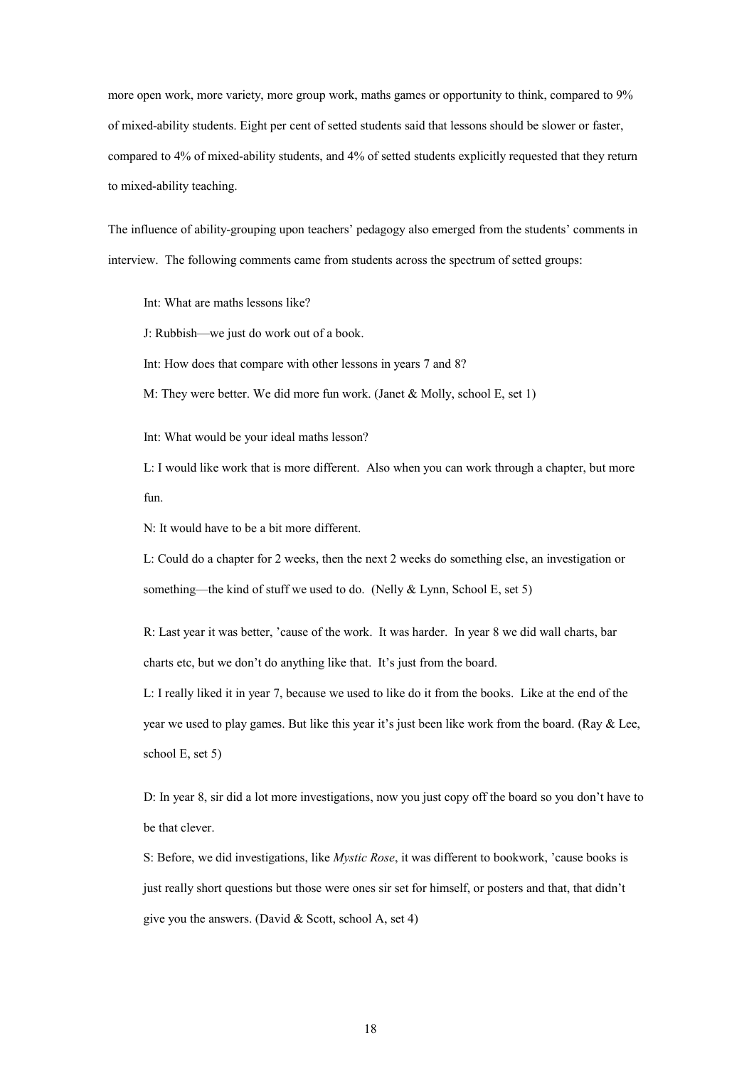more open work, more variety, more group work, maths games or opportunity to think, compared to 9% of mixed-ability students. Eight per cent of setted students said that lessons should be slower or faster, compared to 4% of mixed-ability students, and 4% of setted students explicitly requested that they return to mixed-ability teaching.

The influence of ability-grouping upon teachers' pedagogy also emerged from the students' comments in interview. The following comments came from students across the spectrum of setted groups:

> Int: What are maths lessons like?
>
> J: Rubbish—we just do work out of a book.
>
> Int: How does that compare with other lessons in years 7 and 8?
>
> M: They were better. We did more fun work. (Janet & Molly, school E, set 1)

> Int: What would be your ideal maths lesson?
>
> L: I would like work that is more different. Also when you can work through a chapter, but more fun.
>
> N: It would have to be a bit more different.
>
> L: Could do a chapter for 2 weeks, then the next 2 weeks do something else, an investigation or something—the kind of stuff we used to do. (Nelly & Lynn, School E, set 5)

> R: Last year it was better, 'cause of the work. It was harder. In year 8 we did wall charts, bar charts etc, but we don't do anything like that. It's just from the board.
>
> L: I really liked it in year 7, because we used to like do it from the books. Like at the end of the year we used to play games. But like this year it's just been like work from the board. (Ray & Lee, school E, set 5)

> D: In year 8, sir did a lot more investigations, now you just copy off the board so you don't have to be that clever.
>
> S: Before, we did investigations, like *Mystic Rose*, it was different to bookwork, 'cause books is just really short questions but those were ones sir set for himself, or posters and that, that didn't give you the answers. (David & Scott, school A, set 4)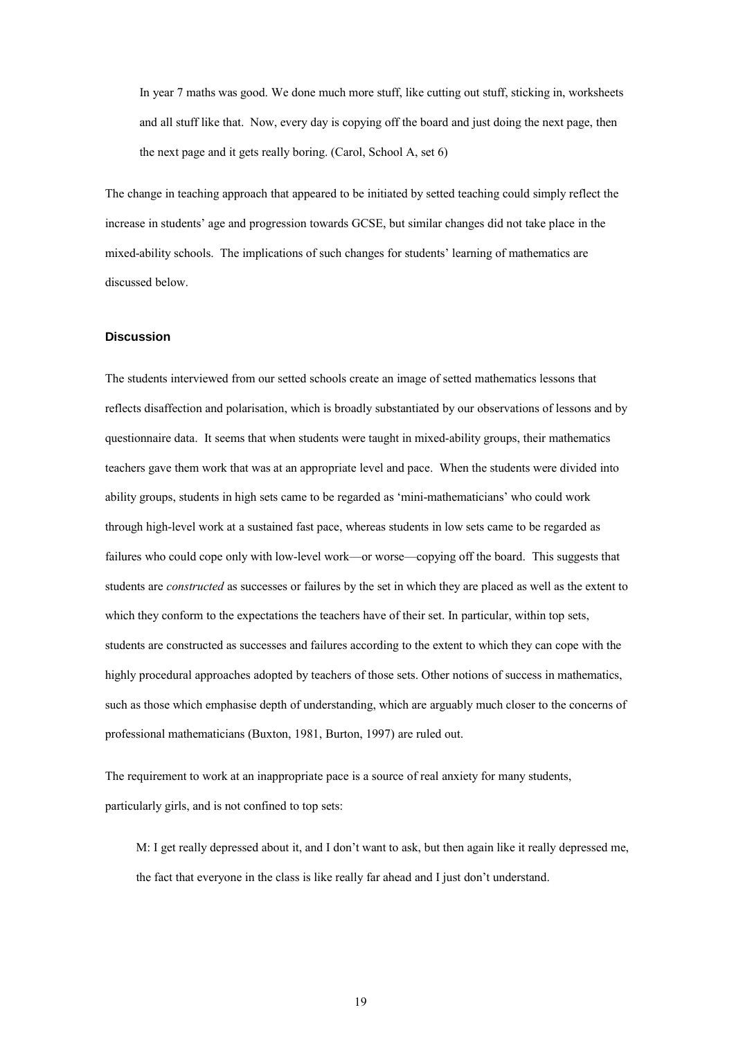> In year 7 maths was good. We done much more stuff, like cutting out stuff, sticking in, worksheets and all stuff like that. Now, every day is copying off the board and just doing the next page, then the next page and it gets really boring. (Carol, School A, set 6)

The change in teaching approach that appeared to be initiated by setted teaching could simply reflect the increase in students' age and progression towards GCSE, but similar changes did not take place in the mixed-ability schools. The implications of such changes for students' learning of mathematics are discussed below.

### Discussion

The students interviewed from our setted schools create an image of setted mathematics lessons that reflects disaffection and polarisation, which is broadly substantiated by our observations of lessons and by questionnaire data. It seems that when students were taught in mixed-ability groups, their mathematics teachers gave them work that was at an appropriate level and pace. When the students were divided into ability groups, students in high sets came to be regarded as 'mini-mathematicians' who could work through high-level work at a sustained fast pace, whereas students in low sets came to be regarded as failures who could cope only with low-level work—or worse—copying off the board. This suggests that students are *constructed* as successes or failures by the set in which they are placed as well as the extent to which they conform to the expectations the teachers have of their set. In particular, within top sets, students are constructed as successes and failures according to the extent to which they can cope with the highly procedural approaches adopted by teachers of those sets. Other notions of success in mathematics, such as those which emphasise depth of understanding, which are arguably much closer to the concerns of professional mathematicians (Buxton, 1981, Burton, 1997) are ruled out.

The requirement to work at an inappropriate pace is a source of real anxiety for many students, particularly girls, and is not confined to top sets:

> M: I get really depressed about it, and I don't want to ask, but then again like it really depressed me, the fact that everyone in the class is like really far ahead and I just don't understand.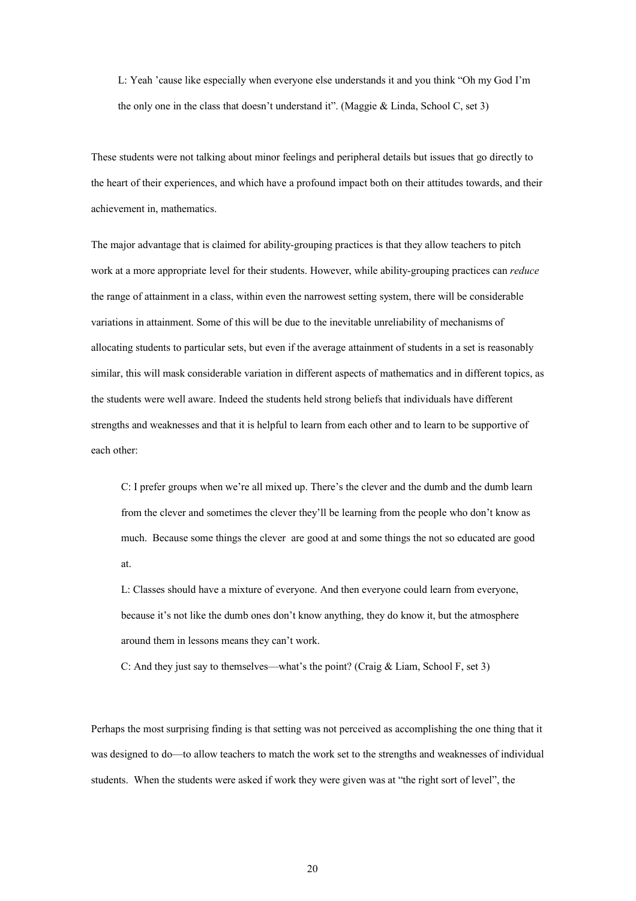> L: Yeah 'cause like especially when everyone else understands it and you think "Oh my God I'm the only one in the class that doesn't understand it". (Maggie & Linda, School C, set 3)

These students were not talking about minor feelings and peripheral details but issues that go directly to the heart of their experiences, and which have a profound impact both on their attitudes towards, and their achievement in, mathematics.

The major advantage that is claimed for ability-grouping practices is that they allow teachers to pitch work at a more appropriate level for their students. However, while ability-grouping practices can *reduce* the range of attainment in a class, within even the narrowest setting system, there will be considerable variations in attainment. Some of this will be due to the inevitable unreliability of mechanisms of allocating students to particular sets, but even if the average attainment of students in a set is reasonably similar, this will mask considerable variation in different aspects of mathematics and in different topics, as the students were well aware. Indeed the students held strong beliefs that individuals have different strengths and weaknesses and that it is helpful to learn from each other and to learn to be supportive of each other:

> C: I prefer groups when we're all mixed up. There's the clever and the dumb and the dumb learn from the clever and sometimes the clever they'll be learning from the people who don't know as much. Because some things the clever are good at and some things the not so educated are good at.
>
> L: Classes should have a mixture of everyone. And then everyone could learn from everyone, because it's not like the dumb ones don't know anything, they do know it, but the atmosphere around them in lessons means they can't work.
>
> C: And they just say to themselves—what's the point? (Craig & Liam, School F, set 3)

Perhaps the most surprising finding is that setting was not perceived as accomplishing the one thing that it was designed to do—to allow teachers to match the work set to the strengths and weaknesses of individual students. When the students were asked if work they were given was at "the right sort of level", the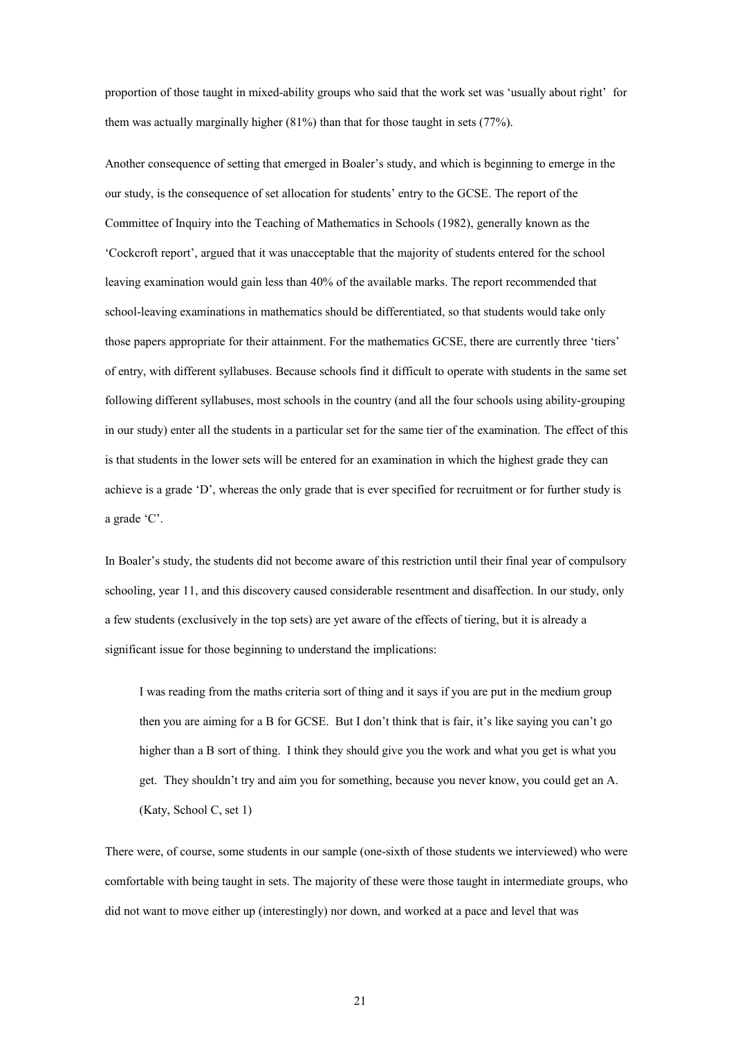proportion of those taught in mixed-ability groups who said that the work set was 'usually about right' for them was actually marginally higher (81%) than that for those taught in sets (77%).

Another consequence of setting that emerged in Boaler's study, and which is beginning to emerge in the our study, is the consequence of set allocation for students' entry to the GCSE. The report of the Committee of Inquiry into the Teaching of Mathematics in Schools (1982), generally known as the 'Cockcroft report', argued that it was unacceptable that the majority of students entered for the school leaving examination would gain less than 40% of the available marks. The report recommended that school-leaving examinations in mathematics should be differentiated, so that students would take only those papers appropriate for their attainment. For the mathematics GCSE, there are currently three 'tiers' of entry, with different syllabuses. Because schools find it difficult to operate with students in the same set following different syllabuses, most schools in the country (and all the four schools using ability-grouping in our study) enter all the students in a particular set for the same tier of the examination. The effect of this is that students in the lower sets will be entered for an examination in which the highest grade they can achieve is a grade 'D', whereas the only grade that is ever specified for recruitment or for further study is a grade 'C'.

In Boaler's study, the students did not become aware of this restriction until their final year of compulsory schooling, year 11, and this discovery caused considerable resentment and disaffection. In our study, only a few students (exclusively in the top sets) are yet aware of the effects of tiering, but it is already a significant issue for those beginning to understand the implications:

> I was reading from the maths criteria sort of thing and it says if you are put in the medium group then you are aiming for a B for GCSE. But I don't think that is fair, it's like saying you can't go higher than a B sort of thing. I think they should give you the work and what you get is what you get. They shouldn't try and aim you for something, because you never know, you could get an A. (Katy, School C, set 1)

There were, of course, some students in our sample (one-sixth of those students we interviewed) who were comfortable with being taught in sets. The majority of these were those taught in intermediate groups, who did not want to move either up (interestingly) nor down, and worked at a pace and level that was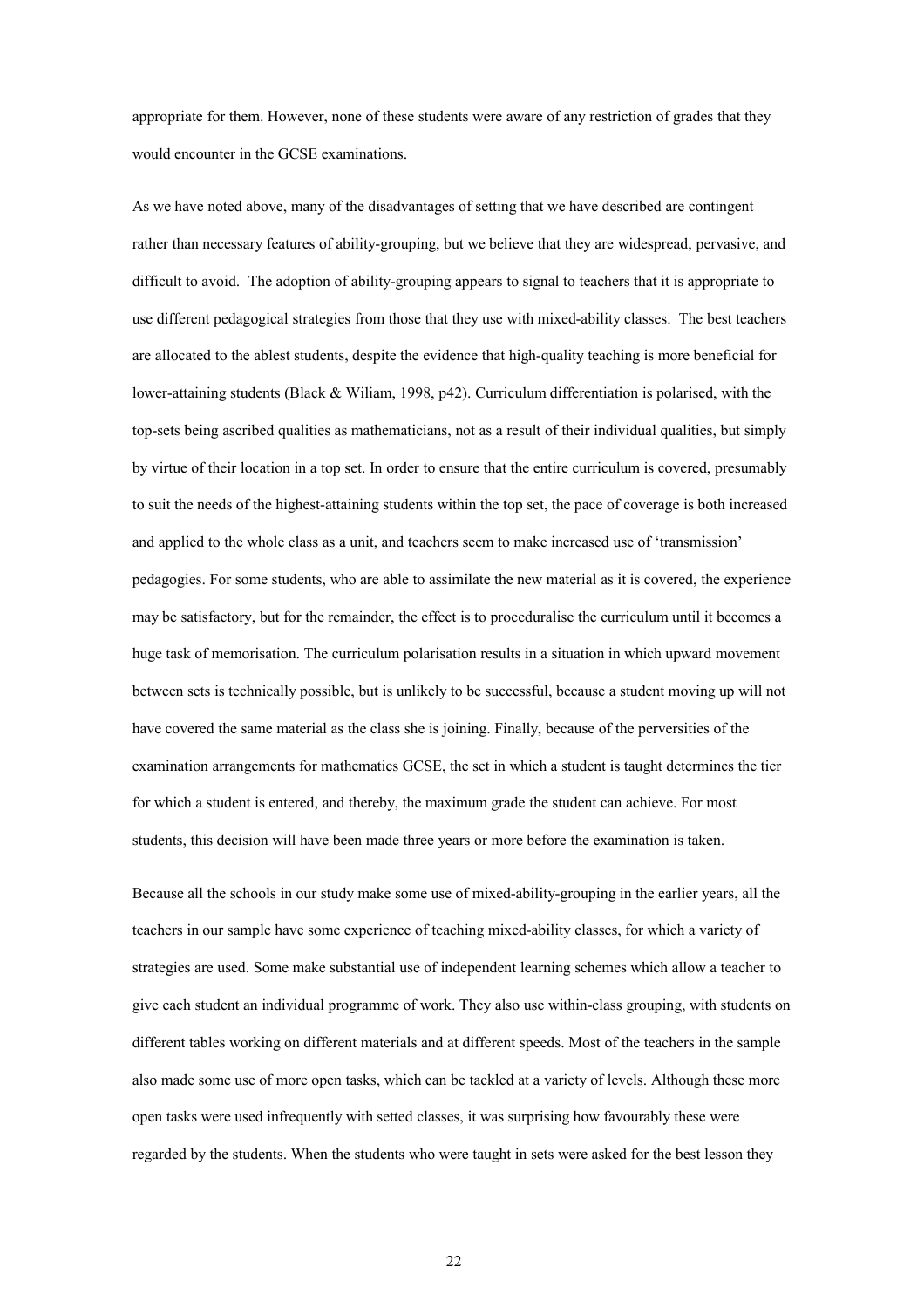appropriate for them. However, none of these students were aware of any restriction of grades that they would encounter in the GCSE examinations.

As we have noted above, many of the disadvantages of setting that we have described are contingent rather than necessary features of ability-grouping, but we believe that they are widespread, pervasive, and difficult to avoid. The adoption of ability-grouping appears to signal to teachers that it is appropriate to use different pedagogical strategies from those that they use with mixed-ability classes. The best teachers are allocated to the ablest students, despite the evidence that high-quality teaching is more beneficial for lower-attaining students (Black & Wiliam, 1998, p42). Curriculum differentiation is polarised, with the top-sets being ascribed qualities as mathematicians, not as a result of their individual qualities, but simply by virtue of their location in a top set. In order to ensure that the entire curriculum is covered, presumably to suit the needs of the highest-attaining students within the top set, the pace of coverage is both increased and applied to the whole class as a unit, and teachers seem to make increased use of 'transmission' pedagogies. For some students, who are able to assimilate the new material as it is covered, the experience may be satisfactory, but for the remainder, the effect is to proceduralise the curriculum until it becomes a huge task of memorisation. The curriculum polarisation results in a situation in which upward movement between sets is technically possible, but is unlikely to be successful, because a student moving up will not have covered the same material as the class she is joining. Finally, because of the perversities of the examination arrangements for mathematics GCSE, the set in which a student is taught determines the tier for which a student is entered, and thereby, the maximum grade the student can achieve. For most students, this decision will have been made three years or more before the examination is taken.

Because all the schools in our study make some use of mixed-ability-grouping in the earlier years, all the teachers in our sample have some experience of teaching mixed-ability classes, for which a variety of strategies are used. Some make substantial use of independent learning schemes which allow a teacher to give each student an individual programme of work. They also use within-class grouping, with students on different tables working on different materials and at different speeds. Most of the teachers in the sample also made some use of more open tasks, which can be tackled at a variety of levels. Although these more open tasks were used infrequently with setted classes, it was surprising how favourably these were regarded by the students. When the students who were taught in sets were asked for the best lesson they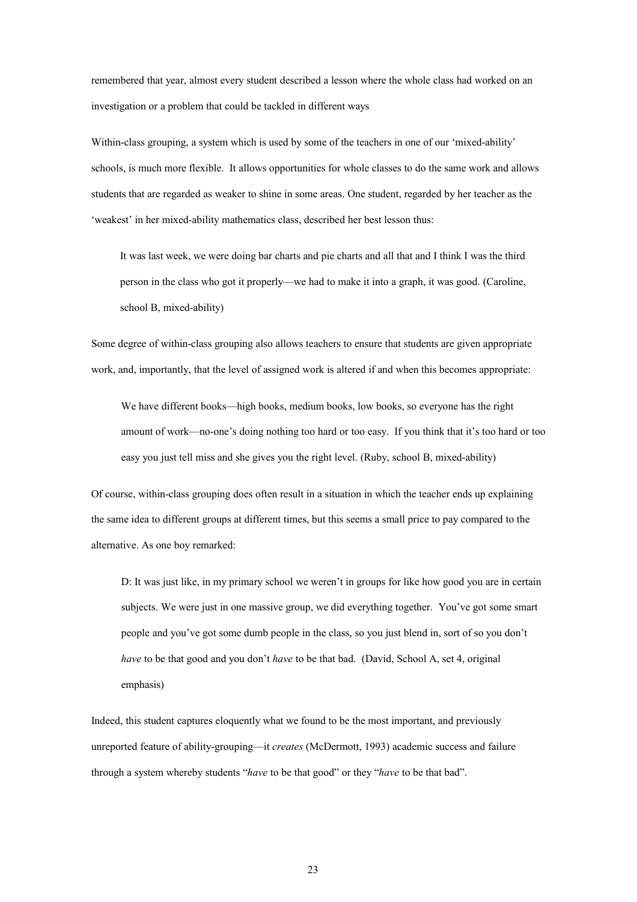remembered that year, almost every student described a lesson where the whole class had worked on an investigation or a problem that could be tackled in different ways

Within-class grouping, a system which is used by some of the teachers in one of our 'mixed-ability' schools, is much more flexible. It allows opportunities for whole classes to do the same work and allows students that are regarded as weaker to shine in some areas. One student, regarded by her teacher as the 'weakest' in her mixed-ability mathematics class, described her best lesson thus:

> It was last week, we were doing bar charts and pie charts and all that and I think I was the third person in the class who got it properly—we had to make it into a graph, it was good. (Caroline, school B, mixed-ability)

Some degree of within-class grouping also allows teachers to ensure that students are given appropriate work, and, importantly, that the level of assigned work is altered if and when this becomes appropriate:

> We have different books—high books, medium books, low books, so everyone has the right amount of work—no-one's doing nothing too hard or too easy. If you think that it's too hard or too easy you just tell miss and she gives you the right level. (Ruby, school B, mixed-ability)

Of course, within-class grouping does often result in a situation in which the teacher ends up explaining the same idea to different groups at different times, but this seems a small price to pay compared to the alternative. As one boy remarked:

> D: It was just like, in my primary school we weren't in groups for like how good you are in certain subjects. We were just in one massive group, we did everything together. You've got some smart people and you've got some dumb people in the class, so you just blend in, sort of so you don't *have* to be that good and you don't *have* to be that bad. (David, School A, set 4, original emphasis)

Indeed, this student captures eloquently what we found to be the most important, and previously unreported feature of ability-grouping—it *creates* (McDermott, 1993) academic success and failure through a system whereby students "*have* to be that good" or they "*have* to be that bad".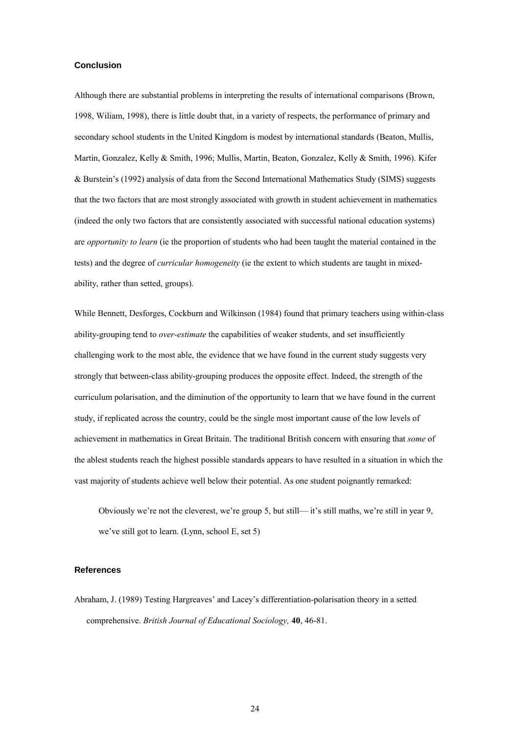### Conclusion

Although there are substantial problems in interpreting the results of international comparisons (Brown, 1998, Wiliam, 1998), there is little doubt that, in a variety of respects, the performance of primary and secondary school students in the United Kingdom is modest by international standards (Beaton, Mullis, Martin, Gonzalez, Kelly & Smith, 1996; Mullis, Martin, Beaton, Gonzalez, Kelly & Smith, 1996). Kifer & Burstein's (1992) analysis of data from the Second International Mathematics Study (SIMS) suggests that the two factors that are most strongly associated with growth in student achievement in mathematics (indeed the only two factors that are consistently associated with successful national education systems) are *opportunity to learn* (ie the proportion of students who had been taught the material contained in the tests) and the degree of *curricular homogeneity* (ie the extent to which students are taught in mixed-ability, rather than setted, groups).

While Bennett, Desforges, Cockburn and Wilkinson (1984) found that primary teachers using within-class ability-grouping tend to *over-estimate* the capabilities of weaker students, and set insufficiently challenging work to the most able, the evidence that we have found in the current study suggests very strongly that between-class ability-grouping produces the opposite effect. Indeed, the strength of the curriculum polarisation, and the diminution of the opportunity to learn that we have found in the current study, if replicated across the country, could be the single most important cause of the low levels of achievement in mathematics in Great Britain. The traditional British concern with ensuring that *some* of the ablest students reach the highest possible standards appears to have resulted in a situation in which the vast majority of students achieve well below their potential. As one student poignantly remarked:

> Obviously we're not the cleverest, we're group 5, but still— it's still maths, we're still in year 9, we've still got to learn. (Lynn, school E, set 5)

### References

Abraham, J. (1989) Testing Hargreaves' and Lacey's differentiation-polarisation theory in a setted comprehensive. *British Journal of Educational Sociology,* **40**, 46-81.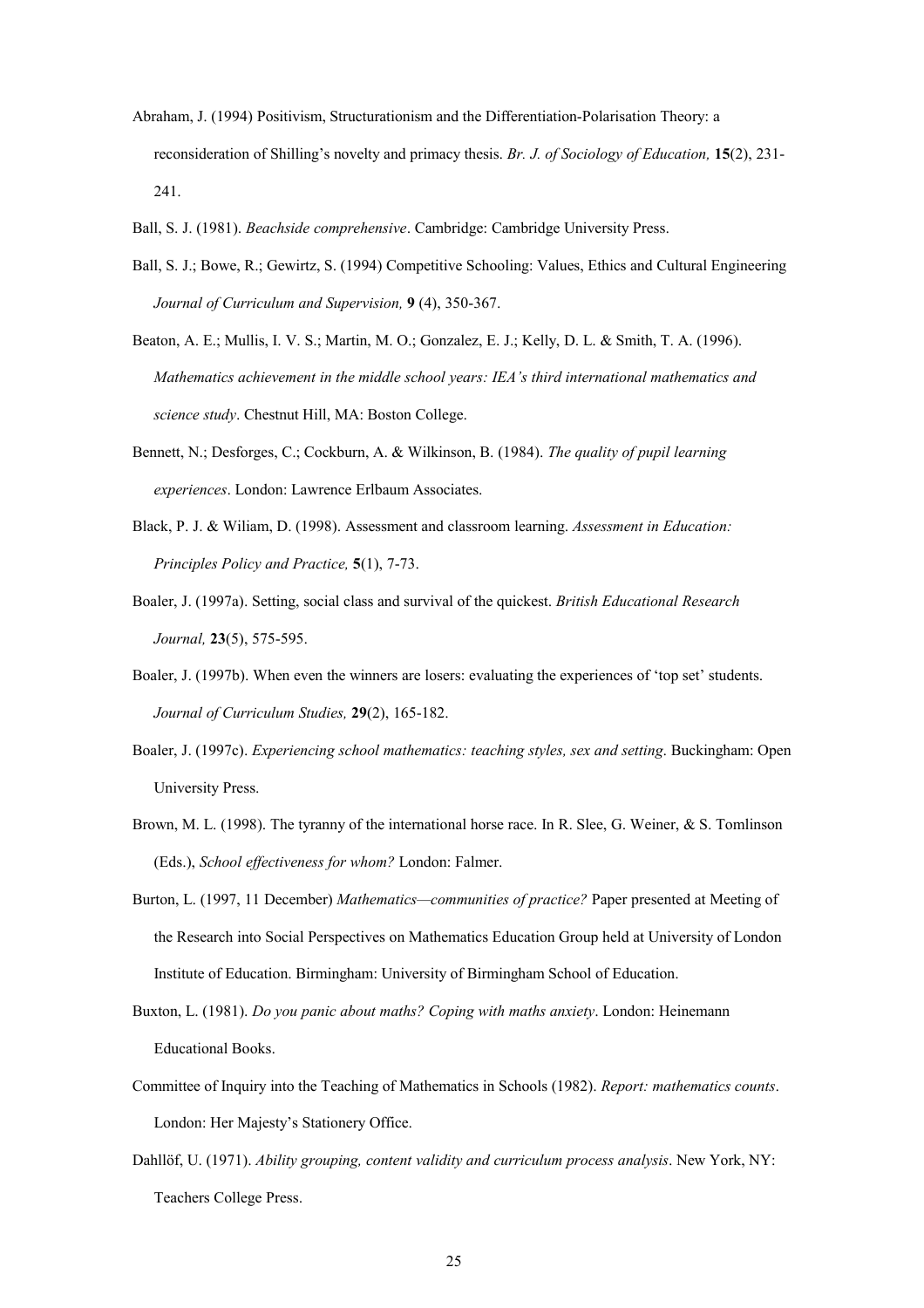Abraham, J. (1994) Positivism, Structurationism and the Differentiation-Polarisation Theory: a reconsideration of Shilling's novelty and primacy thesis. *Br. J. of Sociology of Education,* **15**(2), 231-241.

Ball, S. J. (1981). *Beachside comprehensive*. Cambridge: Cambridge University Press.

Ball, S. J.; Bowe, R.; Gewirtz, S. (1994) Competitive Schooling: Values, Ethics and Cultural Engineering *Journal of Curriculum and Supervision,* **9** (4), 350-367.

Beaton, A. E.; Mullis, I. V. S.; Martin, M. O.; Gonzalez, E. J.; Kelly, D. L. & Smith, T. A. (1996). *Mathematics achievement in the middle school years: IEA's third international mathematics and science study*. Chestnut Hill, MA: Boston College.

Bennett, N.; Desforges, C.; Cockburn, A. & Wilkinson, B. (1984). *The quality of pupil learning experiences*. London: Lawrence Erlbaum Associates.

Black, P. J. & Wiliam, D. (1998). Assessment and classroom learning. *Assessment in Education: Principles Policy and Practice,* **5**(1), 7-73.

Boaler, J. (1997a). Setting, social class and survival of the quickest. *British Educational Research Journal,* **23**(5), 575-595.

Boaler, J. (1997b). When even the winners are losers: evaluating the experiences of 'top set' students. *Journal of Curriculum Studies,* **29**(2), 165-182.

Boaler, J. (1997c). *Experiencing school mathematics: teaching styles, sex and setting*. Buckingham: Open University Press.

Brown, M. L. (1998). The tyranny of the international horse race. In R. Slee, G. Weiner, & S. Tomlinson (Eds.), *School effectiveness for whom?* London: Falmer.

Burton, L. (1997, 11 December) *Mathematics—communities of practice?* Paper presented at Meeting of the Research into Social Perspectives on Mathematics Education Group held at University of London Institute of Education. Birmingham: University of Birmingham School of Education.

Buxton, L. (1981). *Do you panic about maths? Coping with maths anxiety*. London: Heinemann Educational Books.

Committee of Inquiry into the Teaching of Mathematics in Schools (1982). *Report: mathematics counts*. London: Her Majesty's Stationery Office.

Dahllöf, U. (1971). *Ability grouping, content validity and curriculum process analysis*. New York, NY: Teachers College Press.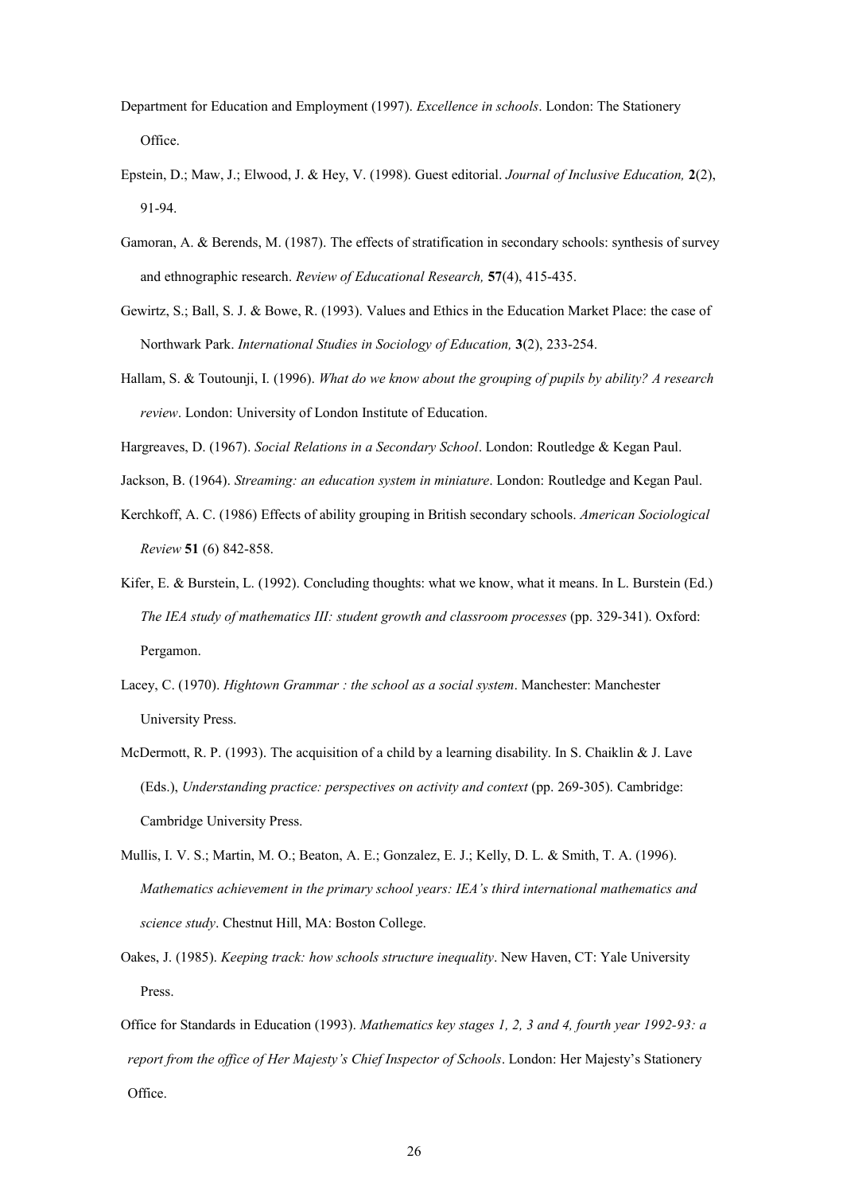Department for Education and Employment (1997). *Excellence in schools*. London: The Stationery Office.

Epstein, D.; Maw, J.; Elwood, J. & Hey, V. (1998). Guest editorial. *Journal of Inclusive Education,* **2**(2), 91-94.

Gamoran, A. & Berends, M. (1987). The effects of stratification in secondary schools: synthesis of survey and ethnographic research. *Review of Educational Research,* **57**(4), 415-435.

Gewirtz, S.; Ball, S. J. & Bowe, R. (1993). Values and Ethics in the Education Market Place: the case of Northwark Park. *International Studies in Sociology of Education,* **3**(2), 233-254.

Hallam, S. & Toutounji, I. (1996). *What do we know about the grouping of pupils by ability? A research review*. London: University of London Institute of Education.

Hargreaves, D. (1967). *Social Relations in a Secondary School*. London: Routledge & Kegan Paul.

Jackson, B. (1964). *Streaming: an education system in miniature*. London: Routledge and Kegan Paul.

Kerchkoff, A. C. (1986) Effects of ability grouping in British secondary schools. *American Sociological Review* **51** (6) 842-858.

Kifer, E. & Burstein, L. (1992). Concluding thoughts: what we know, what it means. In L. Burstein (Ed.) *The IEA study of mathematics III: student growth and classroom processes* (pp. 329-341). Oxford: Pergamon.

Lacey, C. (1970). *Hightown Grammar : the school as a social system*. Manchester: Manchester University Press.

McDermott, R. P. (1993). The acquisition of a child by a learning disability. In S. Chaiklin & J. Lave (Eds.), *Understanding practice: perspectives on activity and context* (pp. 269-305). Cambridge: Cambridge University Press.

Mullis, I. V. S.; Martin, M. O.; Beaton, A. E.; Gonzalez, E. J.; Kelly, D. L. & Smith, T. A. (1996). *Mathematics achievement in the primary school years: IEA's third international mathematics and science study*. Chestnut Hill, MA: Boston College.

Oakes, J. (1985). *Keeping track: how schools structure inequality*. New Haven, CT: Yale University Press.

Office for Standards in Education (1993). *Mathematics key stages 1, 2, 3 and 4, fourth year 1992-93: a report from the office of Her Majesty's Chief Inspector of Schools*. London: Her Majesty's Stationery Office.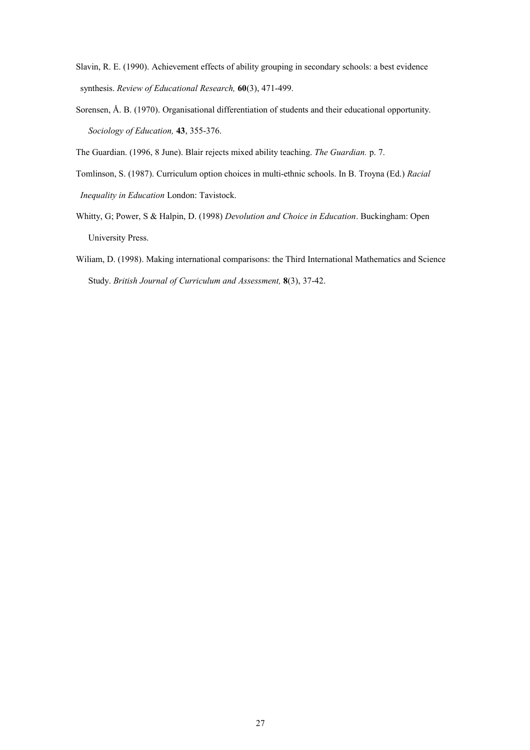Slavin, R. E. (1990). Achievement effects of ability grouping in secondary schools: a best evidence synthesis. *Review of Educational Research,* **60**(3), 471-499.

Sorensen, Å. B. (1970). Organisational differentiation of students and their educational opportunity. *Sociology of Education,* **43**, 355-376.

The Guardian. (1996, 8 June). Blair rejects mixed ability teaching. *The Guardian.* p. 7.

Tomlinson, S. (1987). Curriculum option choices in multi-ethnic schools. In B. Troyna (Ed.) *Racial Inequality in Education* London: Tavistock.

Whitty, G; Power, S & Halpin, D. (1998) *Devolution and Choice in Education*. Buckingham: Open University Press.

Wiliam, D. (1998). Making international comparisons: the Third International Mathematics and Science Study. *British Journal of Curriculum and Assessment,* **8**(3), 37-42.